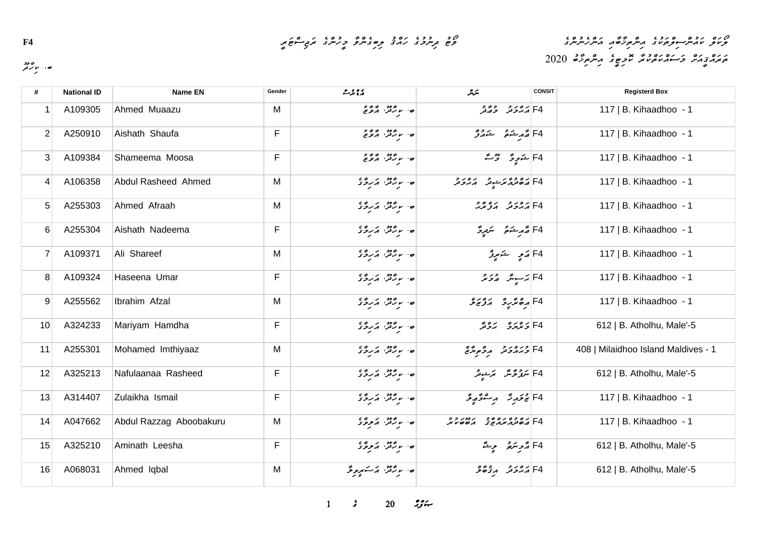ޕާލިމެންޓް މެމްބަރުން ހޮވުމަށް ބާއްވާ އިންތިޚާބު 2020 ތަރައްޤީގެ ބޭނުމުގައި ލިސްޓު

F4

ބ. ކިހާދޫ

| # | National ID | Name EN | Gender | ދާއިރާ | ނަން | CONSIT | Registerd Box |
|---|---|---|---|---|---|---|---|
| 1 | A109305 | Ahmed Muaazu | M | ބ. ކިހާދޫ، އާމާޒު | އަހުމަދު މުޢާޒު | F4 | 117 \| B. Kihaadhoo - 1 |
| 2 | A250910 | Aishath Shaufa | F | ބ. ކިހާދޫ، އާމާޒު | އާއިޝަތު ޝައުފާ | F4 | 117 \| B. Kihaadhoo - 1 |
| 3 | A109384 | Shameema Moosa | F | ބ. ކިހާދޫ، އާމާޒު | ޝަމީމާ މޫސާ | F4 | 117 \| B. Kihaadhoo - 1 |
| 4 | A106358 | Abdul Rasheed Ahmed | M | ބ. ކިހާދޫ، އަރިމާގެ | އަބްދުއްރަޝީދު އަހުމަދު | F4 | 117 \| B. Kihaadhoo - 1 |
| 5 | A255303 | Ahmed Afraah | M | ބ. ކިހާދޫ، އަރިމާގެ | އަހުމަދު އަފްރާހް | F4 | 117 \| B. Kihaadhoo - 1 |
| 6 | A255304 | Aishath Nadeema | F | ބ. ކިހާދޫ، އަރިމާގެ | އާއިޝަތު ނަދީމާ | F4 | 117 \| B. Kihaadhoo - 1 |
| 7 | A109371 | Ali Shareef | M | ބ. ކިހާދޫ، އަރިމާގެ | އަލި ޝަރީފު | F4 | 117 \| B. Kihaadhoo - 1 |
| 8 | A109324 | Haseena Umar | F | ބ. ކިހާދޫ، އަރިމާގެ | ހަސީނާ އުމަރު | F4 | 117 \| B. Kihaadhoo - 1 |
| 9 | A255562 | Ibrahim Afzal | M | ބ. ކިހާދޫ، އަރިމާގެ | އިބްރާހީމް އަފްޒަލް | F4 | 117 \| B. Kihaadhoo - 1 |
| 10 | A324233 | Mariyam Hamdha | F | ބ. ކިހާދޫ، އަރިމާގެ | މަރިޔަމް ހަމްދާ | F4 | 612 \| B. Atholhu, Male'-5 |
| 11 | A255301 | Mohamed Imthiyaaz | M | ބ. ކިހާދޫ، އަރިމާގެ | މުހައްމަދު އިމްތިޔާޒް | F4 | 408 \| Milaidhoo Island Maldives - 1 |
| 12 | A325213 | Nafulaanaa Rasheed | F | ބ. ކިހާދޫ، އަރިމާގެ | ނަފުލާނާ ރަޝީދު | F4 | 612 \| B. Atholhu, Male'-5 |
| 13 | A314407 | Zulaikha Ismail | F | ބ. ކިހާދޫ، އަރިމާގެ | ޒުލައިޚާ އިސްމާއިލް | F4 | 117 \| B. Kihaadhoo - 1 |
| 14 | A047662 | Abdul Razzag Aboobakuru | M | ބ. ކިހާދޫ، އަލިވާގެ | އަބްދުއްރައްޒާޤު އަބޫބަކުރު | F4 | 117 \| B. Kihaadhoo - 1 |
| 15 | A325210 | Aminath Leesha | F | ބ. ކިހާދޫ، އަލިވާގެ | އާމިނަތު ލީޝާ | F4 | 612 \| B. Atholhu, Male'-5 |
| 16 | A068031 | Ahmed Iqbal | M | ބ. ކިހާދޫ، އަސަރީވިލާ | އަހުމަދު އިޤުބާލް | F4 | 612 \| B. Atholhu, Male'-5 |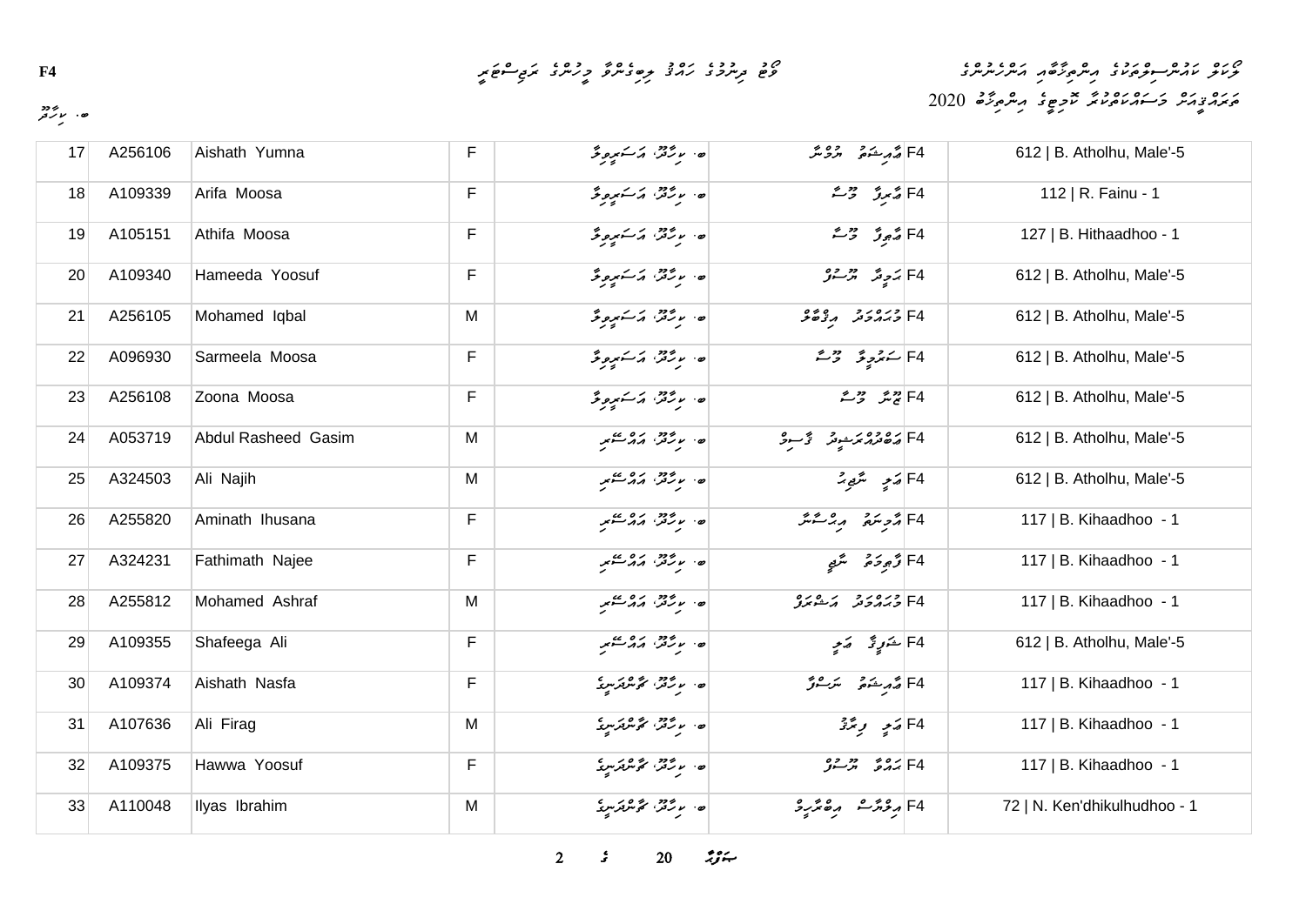| 17 | A256106 | Aishath Yumna | F | ބ. ކުޑަރިކިލު، އަސަރީވިލާ | F4 ޢާއިޝަތު ޔުމްނާ | 612 \| B. Atholhu, Male'-5 |
|---|---|---|---|---|---|---|
| 18 | A109339 | Arifa Moosa | F | ބ. ކުޑަރިކިލު، އަސަރީވިލާ | F4 ޢާރިފާ މޫސާ | 112 \| R. Fainu - 1 |
| 19 | A105151 | Athifa Moosa | F | ބ. ކުޑަރިކިލު، އަސަރީވިލާ | F4 އާތިފާ މޫސާ | 127 \| B. Hithaadhoo - 1 |
| 20 | A109340 | Hameeda Yoosuf | F | ބ. ކުޑަރިކިލު، އަސަރީވިލާ | F4 ހަމީދާ ޔޫސުފް | 612 \| B. Atholhu, Male'-5 |
| 21 | A256105 | Mohamed Iqbal | M | ބ. ކުޑަރިކިލު، އަސަރީވިލާ | F4 މުޙައްމަދު އިޤްބާލް | 612 \| B. Atholhu, Male'-5 |
| 22 | A096930 | Sarmeela Moosa | F | ބ. ކުޑަރިކިލު، އަސަރީވިލާ | F4 ސަރުމީލާ މޫސާ | 612 \| B. Atholhu, Male'-5 |
| 23 | A256108 | Zoona Moosa | F | ބ. ކުޑަރިކިލު، އަސަރީވިލާ | F4 ޒޫނާ މޫސާ | 612 \| B. Atholhu, Male'-5 |
| 24 | A053719 | Abdul Rasheed Gasim | M | ބ. ކުޑަރިކިލު، އައްސޭރި | F4 އަބްދުއްރަޝީދު ޤާސިމް | 612 \| B. Atholhu, Male'-5 |
| 25 | A324503 | Ali Najih | M | ބ. ކުޑަރިކިލު، އައްސޭރި | F4 އަލީ ނާޖިހު | 612 \| B. Atholhu, Male'-5 |
| 26 | A255820 | Aminath Ihusana | F | ބ. ކުޑަރިކިލު، އައްސޭރި | F4 އާމިނަތު އިހުސާނާ | 117 \| B. Kihaadhoo - 1 |
| 27 | A324231 | Fathimath Najee | F | ބ. ކުޑަރިކިލު، އައްސޭރި | F4 ފާތިމަތު ނާޖީ | 117 \| B. Kihaadhoo - 1 |
| 28 | A255812 | Mohamed Ashraf | M | ބ. ކުޑަރިކިލު، އައްސޭރި | F4 މުޙައްމަދު އަޝްރަފް | 117 \| B. Kihaadhoo - 1 |
| 29 | A109355 | Shafeega Ali | F | ބ. ކުޑަރިކިލު، އައްސޭރި | F4 ޝަފީޤާ އަލީ | 612 \| B. Atholhu, Male'-5 |
| 30 | A109374 | Aishath Nasfa | F | ބ. ކުޑަރިކިލު، ކޮންދަނިގެ | F4 ޢާއިޝަތު ނަސްފާ | 117 \| B. Kihaadhoo - 1 |
| 31 | A107636 | Ali Firag | M | ބ. ކުޑަރިކިލު، ކޮންދަނިގެ | F4 އަލީ ފިރާގު | 117 \| B. Kihaadhoo - 1 |
| 32 | A109375 | Hawwa Yoosuf | F | ބ. ކުޑަރިކިލު، ކޮންދަނިގެ | F4 ހައްވާ ޔޫސުފް | 117 \| B. Kihaadhoo - 1 |
| 33 | A110048 | Ilyas Ibrahim | M | ބ. ކުޑަރިކިލު، ކޮންދަނިގެ | F4 އިލްޔާސް އިބްރާހީމް | 72 \| N. Ken'dhikulhudhoo - 1 |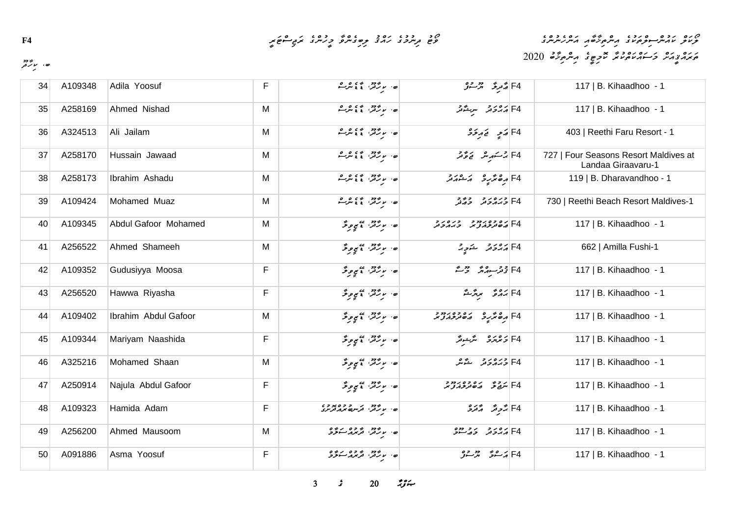ބ. ކިހާދޫ

| 34 | A109348 | Adila Yoosuf | F | ބ. ކިހާދޫ، ގުޅާނުގެ | އާދިލާ ޔޫސުފް F4 | 117 \| B. Kihaadhoo - 1 |
|---|---|---|---|---|---|---|
| 35 | A258169 | Ahmed Nishad | M | ބ. ކިހާދޫ، ގުޅާނުގެ | އަހުމަދު ނިޝާދު F4 | 117 \| B. Kihaadhoo - 1 |
| 36 | A324513 | Ali Jailam | M | ބ. ކިހާދޫ، ގުޅާނުގެ | އަލީ ޖައިލަމް F4 | 403 \| Reethi Faru Resort - 1 |
| 37 | A258170 | Hussain Jawaad | M | ބ. ކިހާދޫ، ގުޅާނުގެ | ހުސައިން ޖަވާދު F4 | 727 \| Four Seasons Resort Maldives at Landaa Giraavaru-1 |
| 38 | A258173 | Ibrahim Ashadu | M | ބ. ކިހާދޫ، ގުޅާނުގެ | އިބްރާހިމް އަޝްހަދު F4 | 119 \| B. Dharavandhoo - 1 |
| 39 | A109424 | Mohamed Muaz | M | ބ. ކިހާދޫ، ގުޅާނުގެ | މުހައްމަދު މުއާޛު F4 | 730 \| Reethi Beach Resort Maldives-1 |
| 40 | A109345 | Abdul Gafoor Mohamed | M | ބ. ކިހާދޫ، ގުލްޒާރު | އަބްދުލްޣަފޫރު މުހައްމަދު F4 | 117 \| B. Kihaadhoo - 1 |
| 41 | A256522 | Ahmed Shameeh | M | ބ. ކިހާދޫ، ގުލްޒާރު | އަހުމަދު ޝަމީހު F4 | 662 \| Amilla Fushi-1 |
| 42 | A109352 | Gudusiyya Moosa | F | ބ. ކިހާދޫ، ގުލްޒާރު | ގުދުސިއްޔާ މޫސާ F4 | 117 \| B. Kihaadhoo - 1 |
| 43 | A256520 | Hawwa Riyasha | F | ބ. ކިހާދޫ، ގުލްޒާރު | ހައްވާ ރިޔާޝާ F4 | 117 \| B. Kihaadhoo - 1 |
| 44 | A109402 | Ibrahim Abdul Gafoor | M | ބ. ކިހާދޫ، ގުލްޒާރު | އިބްރާހިމް އަބްދުލްޣަފޫރު F4 | 117 \| B. Kihaadhoo - 1 |
| 45 | A109344 | Mariyam Naashida | F | ބ. ކިހާދޫ، ގުލްޒާރު | މަރިޔަމް ނާޝިދާ F4 | 117 \| B. Kihaadhoo - 1 |
| 46 | A325216 | Mohamed Shaan | M | ބ. ކިހާދޫ، ގުލްޒާރު | މުހައްމަދު ޝާން F4 | 117 \| B. Kihaadhoo - 1 |
| 47 | A250914 | Najula Abdul Gafoor | F | ބ. ކިހާދޫ، ގުލްޒާރު | ނަޖުލާ އަބްދުލްޣަފޫރު F4 | 117 \| B. Kihaadhoo - 1 |
| 48 | A109323 | Hamida Adam | F | ބ. ކިހާދޫ، ދަނބިދޮށުގެ | ހާމިދާ އާދަމް F4 | 117 \| B. Kihaadhoo - 1 |
| 49 | A256200 | Ahmed Mausoom | M | ބ. ކިހާދޫ، ދޮންއާސަވާ | އަހުމަދު މައުޞޫމް F4 | 117 \| B. Kihaadhoo - 1 |
| 50 | A091886 | Asma Yoosuf | F | ބ. ކިހާދޫ، ދޮންއާސަވާ | އަސްމާ ޔޫސުފް F4 | 117 \| B. Kihaadhoo - 1 |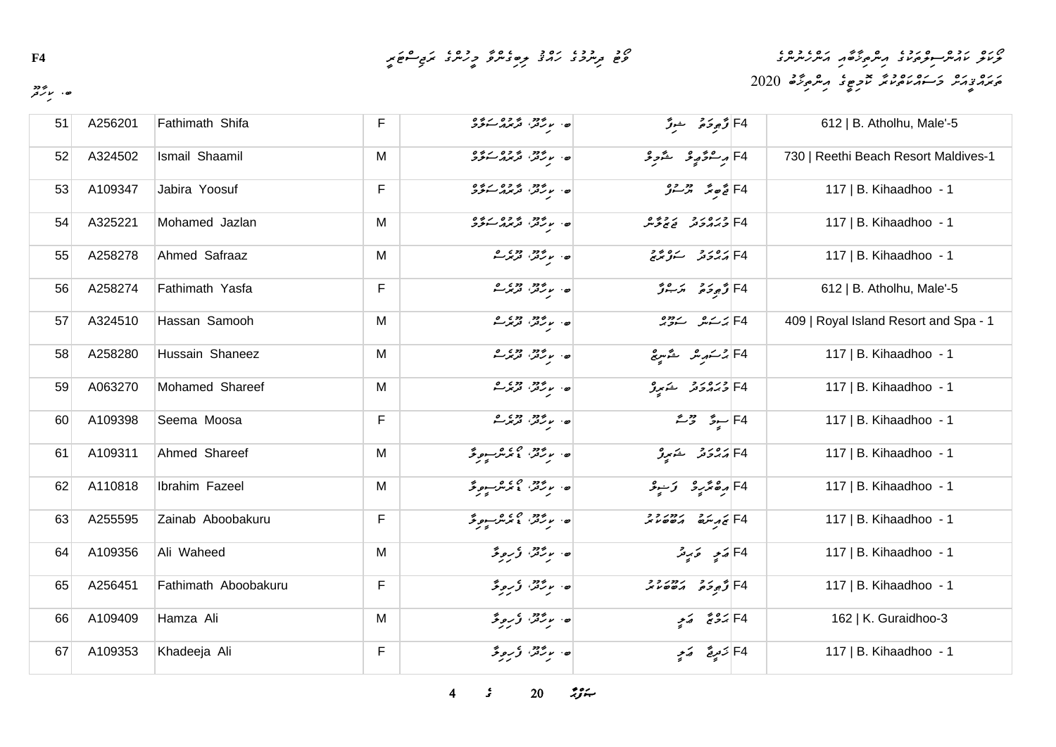| 51 | A256201 | Fathimath Shifa | F | ބ. ކިހާދޫ، ދަރުދުސަލާމް | ފާތިމަތު ޝިފާ | F4 | 612 \| B. Atholhu, Male'-5 |
|---|---|---|---|---|---|---|---|
| 52 | A324502 | Ismail Shaamil | M | ބ. ކިހާދޫ، ދަރުދުސަލާމް | އިސްމާއީލް ޝާމިލް | F4 | 730 \| Reethi Beach Resort Maldives-1 |
| 53 | A109347 | Jabira Yoosuf | F | ބ. ކިހާދޫ، ދަރުދުސަލާމް | ޖާބިރާ ޔޫސުފް | F4 | 117 \| B. Kihaadhoo - 1 |
| 54 | A325221 | Mohamed Jazlan | M | ބ. ކިހާދޫ، ދަރުދުސަލާމް | މުހައްމަދު ޖަޒްލާން | F4 | 117 \| B. Kihaadhoo - 1 |
| 55 | A258278 | Ahmed Safraaz | M | ބ. ކިހާދޫ، ދޫރެސް | އަހްމަދު ސަފްރާޒް | F4 | 117 \| B. Kihaadhoo - 1 |
| 56 | A258274 | Fathimath Yasfa | F | ބ. ކިހާދޫ، ދޫރެސް | ފާތިމަތު ޔަސްފާ | F4 | 612 \| B. Atholhu, Male'-5 |
| 57 | A324510 | Hassan Samooh | M | ބ. ކިހާދޫ، ދޫރެސް | ހަސަން ސަމޫހު | F4 | 409 \| Royal Island Resort and Spa - 1 |
| 58 | A258280 | Hussain Shaneez | M | ބ. ކިހާދޫ، ދޫރެސް | ހުސައިން ޝާނީޒް | F4 | 117 \| B. Kihaadhoo - 1 |
| 59 | A063270 | Mohamed Shareef | M | ބ. ކިހާދޫ، ދޫރެސް | މުހައްމަދު ޝަރީފް | F4 | 117 \| B. Kihaadhoo - 1 |
| 60 | A109398 | Seema Moosa | F | ބ. ކިހާދޫ، ދޫރެސް | ސީމާ މޫސާ | F4 | 117 \| B. Kihaadhoo - 1 |
| 61 | A109311 | Ahmed Shareef | M | ބ. ކިހާދޫ، ގުލްޝަންވިލާ | އަހްމަދު ޝަރީފް | F4 | 117 \| B. Kihaadhoo - 1 |
| 62 | A110818 | Ibrahim Fazeel | M | ބ. ކިހާދޫ، ގުލްޝަންވިލާ | އިބްރާހީމް ފަޒީލް | F4 | 117 \| B. Kihaadhoo - 1 |
| 63 | A255595 | Zainab Aboobakuru | F | ބ. ކިހާދޫ، ގުލްޝަންވިލާ | ޒައިނަބް އަބޫބަކުރު | F4 | 117 \| B. Kihaadhoo - 1 |
| 64 | A109356 | Ali Waheed | M | ބ. ކިހާދޫ، ފެހިވިލާ | އަލީ ވަހީދު | F4 | 117 \| B. Kihaadhoo - 1 |
| 65 | A256451 | Fathimath Aboobakuru | F | ބ. ކިހާދޫ، ފެހިވިލާ | ފާތިމަތު އަބޫބަކުރު | F4 | 117 \| B. Kihaadhoo - 1 |
| 66 | A109409 | Hamza Ali | M | ބ. ކިހާދޫ، ފެހިވިލާ | ހަމްޒާ އަލީ | F4 | 162 \| K. Guraidhoo-3 |
| 67 | A109353 | Khadeeja Ali | F | ބ. ކިހާދޫ، ފެހިވިލާ | ޚަދީޖާ އަލީ | F4 | 117 \| B. Kihaadhoo - 1 |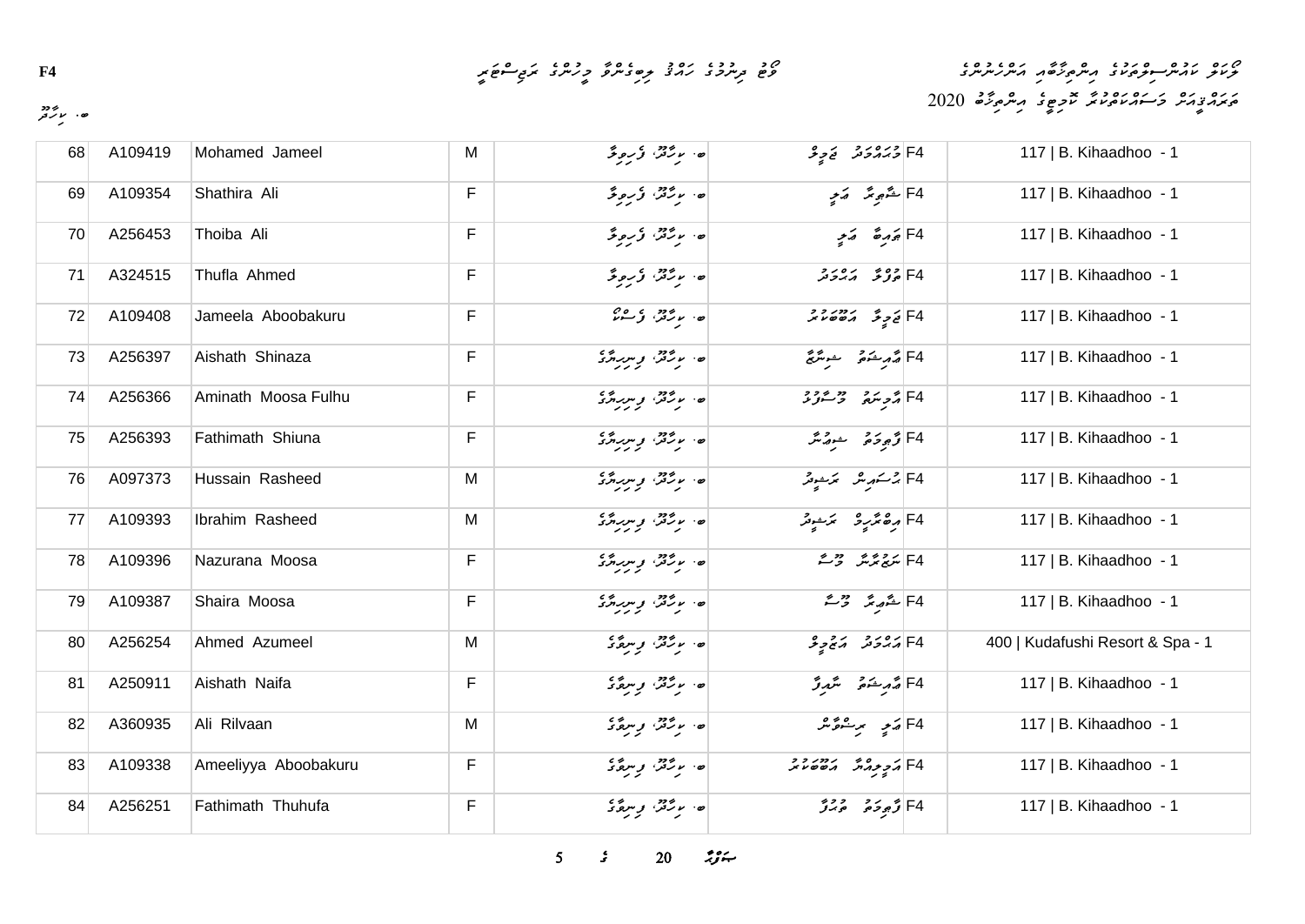| 68 | A109419 | Mohamed Jameel | M | ބ. ކިހާދޫ، ފަހިވިލާ | F4 މުހައްމަދު ޖަމީލް | 117 \| B. Kihaadhoo - 1 |
|---|---|---|---|---|---|---|
| 69 | A109354 | Shathira Ali | F | ބ. ކިހާދޫ، ފަހިވިލާ | F4 ޝާތިރާ ޢަލީ | 117 \| B. Kihaadhoo - 1 |
| 70 | A256453 | Thoiba Ali | F | ބ. ކިހާދޫ، ފަހިވިލާ | F4 ޠައިބާ ޢަލީ | 117 \| B. Kihaadhoo - 1 |
| 71 | A324515 | Thufla Ahmed | F | ބ. ކިހާދޫ، ފަހިވިލާ | F4 ތުފްލާ އަހްމަދު | 117 \| B. Kihaadhoo - 1 |
| 72 | A109408 | Jameela Aboobakuru | F | ބ. ކިހާދޫ، ފެހި | F4 ޖަމީލާ އަބޫބަކުރު | 117 \| B. Kihaadhoo - 1 |
| 73 | A256397 | Aishath Shinaza | F | ބ. ކިހާދޫ، ވިނިހިމާގެ | F4 އާއިޝަތު ޝިނާޒާ | 117 \| B. Kihaadhoo - 1 |
| 74 | A256366 | Aminath Moosa Fulhu | F | ބ. ކިހާދޫ، ވިނިހިމާގެ | F4 އާމިނަތު މޫސާފުޅު | 117 \| B. Kihaadhoo - 1 |
| 75 | A256393 | Fathimath Shiuna | F | ބ. ކިހާދޫ، ވިނިހިމާގެ | F4 ފާތިމަތު ޝިއުނާ | 117 \| B. Kihaadhoo - 1 |
| 76 | A097373 | Hussain Rasheed | M | ބ. ކިހާދޫ، ވިނިހިމާގެ | F4 ހުސައިން ރަޝީދު | 117 \| B. Kihaadhoo - 1 |
| 77 | A109393 | Ibrahim Rasheed | M | ބ. ކިހާދޫ، ވިނިހިމާގެ | F4 އިބްރާހީމް ރަޝީދު | 117 \| B. Kihaadhoo - 1 |
| 78 | A109396 | Nazurana Moosa | F | ބ. ކިހާދޫ، ވިނިހިމާގެ | F4 ނަޒުރާނާ މޫސާ | 117 \| B. Kihaadhoo - 1 |
| 79 | A109387 | Shaira Moosa | F | ބ. ކިހާދޫ، ވިނިހިމާގެ | F4 ޝާއިރާ މޫސާ | 117 \| B. Kihaadhoo - 1 |
| 80 | A256254 | Ahmed Azumeel | M | ބ. ކިހާދޫ، ވިނިވާގެ | F4 އަހްމަދު އަޒުމީލް | 400 \| Kudafushi Resort & Spa - 1 |
| 81 | A250911 | Aishath Naifa | F | ބ. ކިހާދޫ، ވިނިވާގެ | F4 އާއިޝަތު ނާއިފާ | 117 \| B. Kihaadhoo - 1 |
| 82 | A360935 | Ali Rilvaan | M | ބ. ކިހާދޫ، ވިނިވާގެ | F4 ޢަލީ ރިލްވާން | 117 \| B. Kihaadhoo - 1 |
| 83 | A109338 | Ameeliyya Aboobakuru | F | ބ. ކިހާދޫ، ވިނިވާގެ | F4 އަމީލިއްޔާ އަބޫބަކުރު | 117 \| B. Kihaadhoo - 1 |
| 84 | A256251 | Fathimath Thuhufa | F | ބ. ކިހާދޫ، ވިނިވާގެ | F4 ފާތިމަތު ތުހުފާ | 117 \| B. Kihaadhoo - 1 |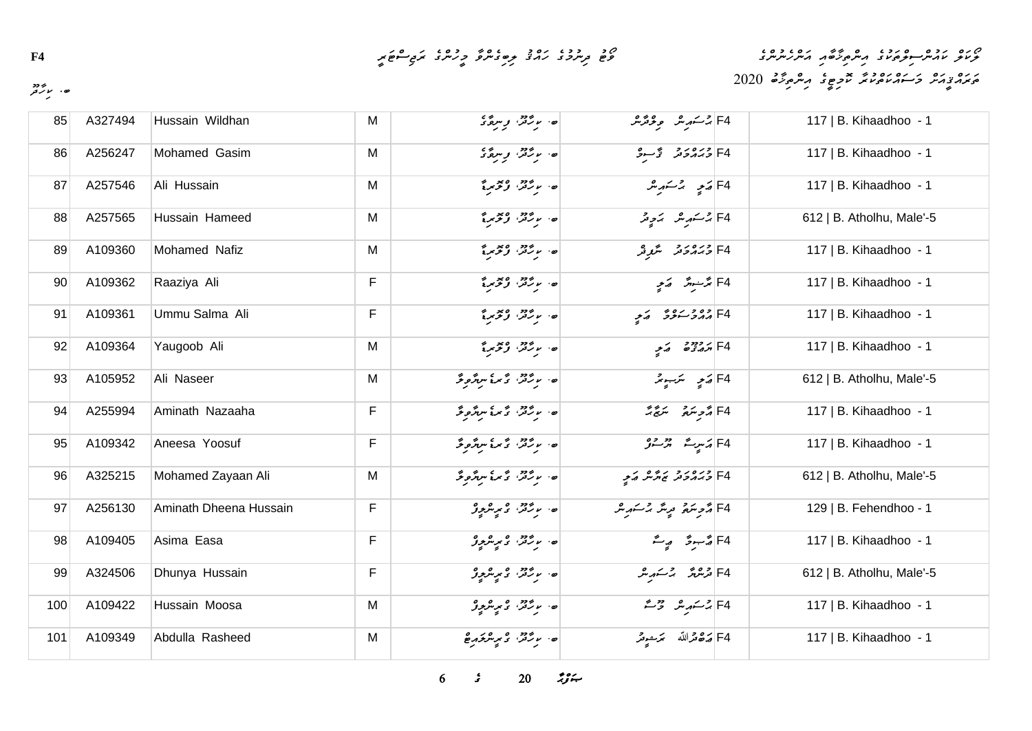ބ. ކިހާދޫ

| 85 | A327494 | Hussain Wildhan | M | ބ. ކިހާދޫ، ވިސްތާރު | F4 ހުސައިން ވިލްދާން | 117 \| B. Kihaadhoo - 1 |
|---|---|---|---|---|---|---|
| 86 | A256247 | Mohamed Gasim | M | ބ. ކިހާދޫ، ވިސްތާރު | F4 މުޙައްމަދު ގާސިމް | 117 \| B. Kihaadhoo - 1 |
| 87 | A257546 | Ali Hussain | M | ބ. ކިހާދޫ، ފުލާވަރު | F4 ޢަލީ ހުސައިން | 117 \| B. Kihaadhoo - 1 |
| 88 | A257565 | Hussain Hameed | M | ބ. ކިހާދޫ، ފުލާވަރު | F4 ހުސައިން ޙަމީދު | 612 \| B. Atholhu, Male'-5 |
| 89 | A109360 | Mohamed Nafiz | M | ބ. ކިހާދޫ، ފުލާވަރު | F4 މުޙައްމަދު ނާފިޒް | 117 \| B. Kihaadhoo - 1 |
| 90 | A109362 | Raaziya Ali | F | ބ. ކިހާދޫ، ފުލާވަރު | F4 ރާޒިޔާ ޢަލީ | 117 \| B. Kihaadhoo - 1 |
| 91 | A109361 | Ummu Salma Ali | F | ބ. ކިހާދޫ، ފުލާވަރު | F4 އުއްމުސަލްމާ ޢަލީ | 117 \| B. Kihaadhoo - 1 |
| 92 | A109364 | Yaugoob Ali | M | ބ. ކިހާދޫ، ފުލާވަރު | F4 ޔަޢުޤޫބު ޢަލީ | 117 \| B. Kihaadhoo - 1 |
| 93 | A105952 | Ali Naseer | M | ބ. ކިހާދޫ، ގްރީން ނިއުވިލާ | F4 ޢަލީ ނަސީރު | 612 \| B. Atholhu, Male'-5 |
| 94 | A255994 | Aminath Nazaaha | F | ބ. ކިހާދޫ، ގްރީން ނިއުވިލާ | F4 އާމިނަތު ނަޒާހާ | 117 \| B. Kihaadhoo - 1 |
| 95 | A109342 | Aneesa Yoosuf | F | ބ. ކިހާދޫ، ގްރީން ނިއުވިލާ | F4 އަނީސާ ޔޫސުފް | 117 \| B. Kihaadhoo - 1 |
| 96 | A325215 | Mohamed Zayaan Ali | M | ބ. ކިހާދޫ، ގްރީން ނިއުވިލާ | F4 މުޙައްމަދު ޒަޔާން ޢަލީ | 612 \| B. Atholhu, Male'-5 |
| 97 | A256130 | Aminath Dheena Hussain | F | ބ. ކިހާދޫ، ގްރީންވިލް | F4 އާމިނަތު ދީނާ ހުސައިން | 129 \| B. Fehendhoo - 1 |
| 98 | A109405 | Asima Easa | F | ބ. ކިހާދޫ، ގްރީންވިލް | F4 އާސިމާ ޢީސާ | 117 \| B. Kihaadhoo - 1 |
| 99 | A324506 | Dhunya Hussain | F | ބ. ކިހާދޫ، ގްރީންވިލް | F4 ދުންޔާ ހުސައިން | 612 \| B. Atholhu, Male'-5 |
| 100 | A109422 | Hussain Moosa | M | ބ. ކިހާދޫ، ގްރީންވިލް | F4 ހުސައިން މޫސާ | 117 \| B. Kihaadhoo - 1 |
| 101 | A109349 | Abdulla Rasheed | M | ބ. ކިހާދޫ، ގްރީންގާޑް | F4 އަބްދުﷲ ރަޝީދު | 117 \| B. Kihaadhoo - 1 |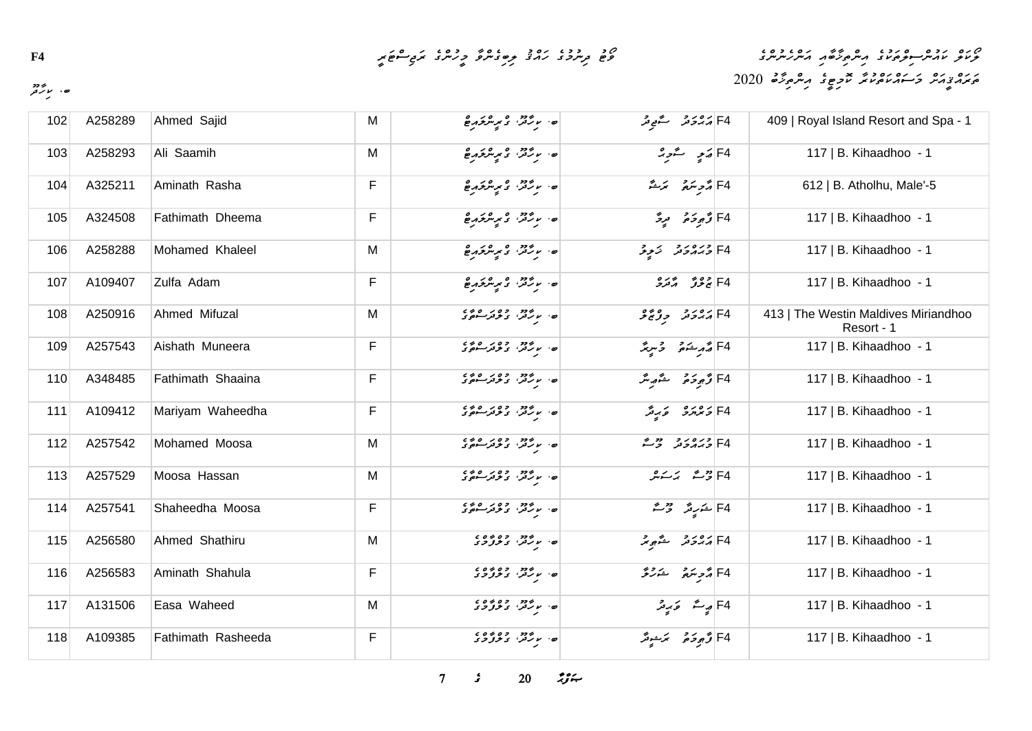| 102 | A258289 | Ahmed Sajid | M | ه· ޅަރާދު، ޖެރީންގާޑް | F4 އަހުމަދު ސާޖިދު | 409 \| Royal Island Resort and Spa - 1 |
|---|---|---|---|---|---|---|
| 103 | A258293 | Ali Saamih | M | ه· ޅަރާދު، ޖެރީންގާޑް | F4 އަލި ސާމިހު | 117 \| B. Kihaadhoo - 1 |
| 104 | A325211 | Aminath Rasha | F | ه· ޅަރާދު، ޖެރީންގާޑް | F4 އާމިނަތު ރަޝާ | 612 \| B. Atholhu, Male'-5 |
| 105 | A324508 | Fathimath Dheema | F | ه· ޅަރާދު، ޖެރީންގާޑް | F4 ފާތިމަތު ދީމާ | 117 \| B. Kihaadhoo - 1 |
| 106 | A258288 | Mohamed Khaleel | M | ه· ޅަރާދު، ޖެރީންގާޑް | F4 މުހައްމަދު ޚަލީލް | 117 \| B. Kihaadhoo - 1 |
| 107 | A109407 | Zulfa Adam | F | ه· ޅަރާދު، ޖެރީންގާޑް | F4 ޒުލްފާ އާދަމް | 117 \| B. Kihaadhoo - 1 |
| 108 | A250916 | Ahmed Mifuzal | M | ه· ޅަރާދު، ގުލްދަސްތާގެ | F4 އަހުމަދު މިފުޒާލް | 413 \| The Westin Maldives Miriandhoo Resort - 1 |
| 109 | A257543 | Aishath Muneera | F | ه· ޅަރާދު، ގުލްދަސްތާގެ | F4 އާއިޝަތު މުނީރާ | 117 \| B. Kihaadhoo - 1 |
| 110 | A348485 | Fathimath Shaaina | F | ه· ޅަރާދު، ގުލްދަސްތާގެ | F4 ފާތިމަތު ޝާއިނާ | 117 \| B. Kihaadhoo - 1 |
| 111 | A109412 | Mariyam Waheedha | F | ه· ޅަރާދު، ގުލްދަސްތާގެ | F4 މަރްޔަމް ވަހީދާ | 117 \| B. Kihaadhoo - 1 |
| 112 | A257542 | Mohamed Moosa | M | ه· ޅަރާދު، ގުލްދަސްތާގެ | F4 މުހައްމަދު މޫސާ | 117 \| B. Kihaadhoo - 1 |
| 113 | A257529 | Moosa Hassan | M | ه· ޅަރާދު، ގުލްދަސްތާގެ | F4 މޫސާ ހަސަން | 117 \| B. Kihaadhoo - 1 |
| 114 | A257541 | Shaheedha Moosa | F | ه· ޅަރާދު، ގުލްދަސްތާގެ | F4 ޝަހީދާ މޫސާ | 117 \| B. Kihaadhoo - 1 |
| 115 | A256580 | Ahmed Shathiru | M | ه· ޅަރާދު، ގުލްފާގެ | F4 އަހުމަދު ޝާތިރު | 117 \| B. Kihaadhoo - 1 |
| 116 | A256583 | Aminath Shahula | F | ه· ޅަރާދު، ގުލްފާގެ | F4 އާމިނަތު ޝަހުލާ | 117 \| B. Kihaadhoo - 1 |
| 117 | A131506 | Easa Waheed | M | ه· ޅަރާދު، ގުލްފާގެ | F4 ޢީސާ ވަހީދު | 117 \| B. Kihaadhoo - 1 |
| 118 | A109385 | Fathimath Rasheeda | F | ه· ޅަރާދު، ގުލްފާގެ | F4 ފާތިމަތު ރަޝީދާ | 117 \| B. Kihaadhoo - 1 |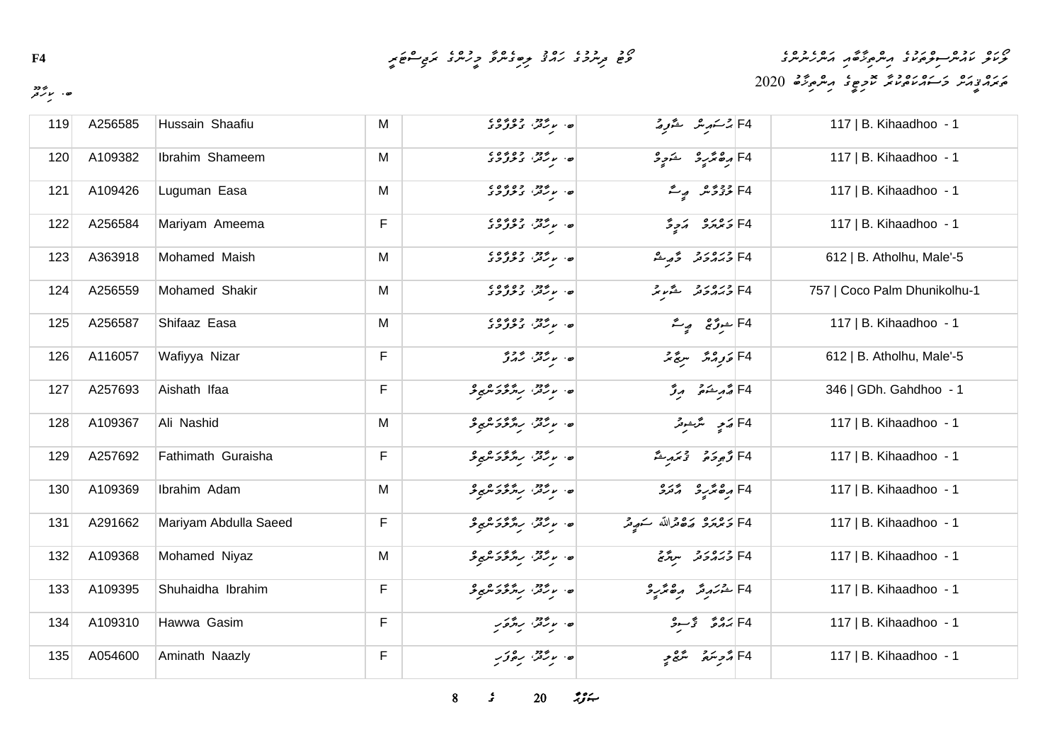| 119 | A256585 | Hussain Shaafiu | M | ބ. ކިހާދޫ، ގުލްފާމުގެ | ހުސައިން ޝާފިއު F4 | 117 \| B. Kihaadhoo - 1 |
|---|---|---|---|---|---|---|
| 120 | A109382 | Ibrahim Shameem | M | ބ. ކިހާދޫ، ގުލްފާމުގެ | އިބްރާހީމް ޝަމީމް F4 | 117 \| B. Kihaadhoo - 1 |
| 121 | A109426 | Luguman Easa | M | ބ. ކިހާދޫ، ގުލްފާމުގެ | ލުގުމާން ޢީސާ F4 | 117 \| B. Kihaadhoo - 1 |
| 122 | A256584 | Mariyam Ameema | F | ބ. ކިހާދޫ، ގުލްފާމުގެ | މަރިޔަމް އަމީމާ F4 | 117 \| B. Kihaadhoo - 1 |
| 123 | A363918 | Mohamed Maish | M | ބ. ކިހާދޫ، ގުލްފާމުގެ | މުހައްމަދު މާއިޝް F4 | 612 \| B. Atholhu, Male'-5 |
| 124 | A256559 | Mohamed Shakir | M | ބ. ކިހާދޫ، ގުލްފާމުގެ | މުހައްމަދު ޝާކިރު F4 | 757 \| Coco Palm Dhunikolhu-1 |
| 125 | A256587 | Shifaaz Easa | M | ބ. ކިހާދޫ، ގުލްފާމުގެ | ޝިފާޒް ޢީސާ F4 | 117 \| B. Kihaadhoo - 1 |
| 126 | A116057 | Wafiyya Nizar | F | ބ. ކިހާދޫ، ހާއްފާ | ވަފިއްޔާ ނިޒާރު F4 | 612 \| B. Atholhu, Male'-5 |
| 127 | A257693 | Aishath Ifaa | F | ބ. ކިހާދޫ، ހިޔާފަތްނޫއިވާ | އައިޝަތު އިފާ F4 | 346 \| GDh. Gahdhoo - 1 |
| 128 | A109367 | Ali Nashid | M | ބ. ކިހާދޫ، ހިޔާފަތްނޫއިވާ | އަލި ނާޝިދު F4 | 117 \| B. Kihaadhoo - 1 |
| 129 | A257692 | Fathimath Guraisha | F | ބ. ކިހާދޫ، ހިޔާފަތްނޫއިވާ | ފާތިމަތު ގުރައިޝާ F4 | 117 \| B. Kihaadhoo - 1 |
| 130 | A109369 | Ibrahim Adam | M | ބ. ކިހާދޫ، ހިޔާފަތްނޫއިވާ | އިބްރާހީމް އާދަމް F4 | 117 \| B. Kihaadhoo - 1 |
| 131 | A291662 | Mariyam Abdulla Saeed | F | ބ. ކިހާދޫ، ހިޔާފަތްނޫއިވާ | މަރިޔަމް އަބްދުﷲ ސަޢީދު F4 | 117 \| B. Kihaadhoo - 1 |
| 132 | A109368 | Mohamed Niyaz | M | ބ. ކިހާދޫ، ހިޔާފަތްނޫއިވާ | މުހައްމަދު ނިޔާޒް F4 | 117 \| B. Kihaadhoo - 1 |
| 133 | A109395 | Shuhaidha Ibrahim | F | ބ. ކިހާދޫ، ހިޔާފަތްނޫއިވާ | ޝުހައިދާ އިބްރާހީމް F4 | 117 \| B. Kihaadhoo - 1 |
| 134 | A109310 | Hawwa Gasim | F | ބ. ކިހާދޫ، ހިޔާވަރ | ހައްވާ ޤާސިމް F4 | 117 \| B. Kihaadhoo - 1 |
| 135 | A054600 | Aminath Naazly | F | ބ. ކިހާދޫ، ހިތުވަރ | އާމިނަތު ނާޒްލީ F4 | 117 \| B. Kihaadhoo - 1 |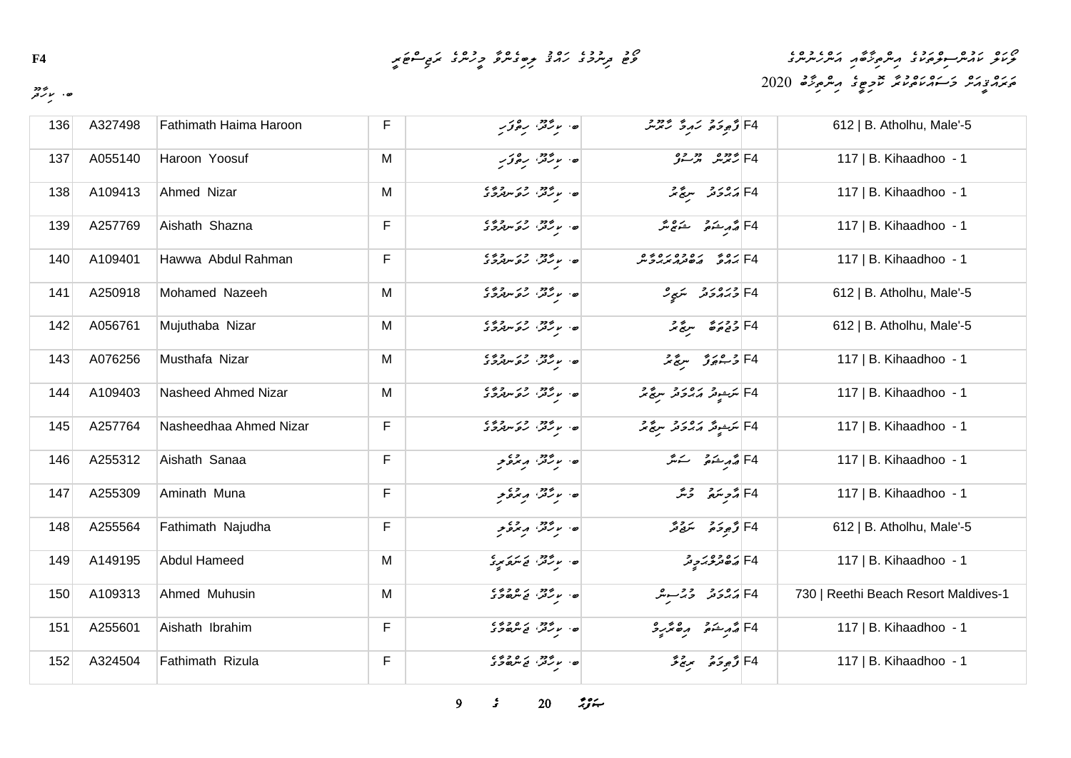| 136 | A327498 | Fathimath Haima Haroon | F | ބ. ކިހާދޫ، ހިތަފަހި | F4 ފާތިމަތު ހައިމާ ހާރޫނު | 612 \| B. Atholhu, Male'-5 |
|---|---|---|---|---|---|---|
| 137 | A055140 | Haroon Yoosuf | M | ބ. ކިހާދޫ، ހިތަފަހި | F4 ހާރޫނު ޔޫސުފު | 117 \| B. Kihaadhoo - 1 |
| 138 | A109413 | Ahmed Nizar | M | ބ. ކިހާދޫ، ހުވަނދުމާގެ | F4 އަހުމަދު ނިޒާރު | 117 \| B. Kihaadhoo - 1 |
| 139 | A257769 | Aishath Shazna | F | ބ. ކިހާދޫ، ހުވަނދުމާގެ | F4 އާއިޝަތު ޝަޒްނާ | 117 \| B. Kihaadhoo - 1 |
| 140 | A109401 | Hawwa Abdul Rahman | F | ބ. ކިހާދޫ، ހުވަނދުމާގެ | F4 ހައްވާ އަބްދުއްރަޙްމާން | 117 \| B. Kihaadhoo - 1 |
| 141 | A250918 | Mohamed Nazeeh | M | ބ. ކިހާދޫ، ހުވަނދުމާގެ | F4 މުޙައްމަދު ނަޒީހު | 612 \| B. Atholhu, Male'-5 |
| 142 | A056761 | Mujuthaba Nizar | M | ބ. ކިހާދޫ، ހުވަނދުމާގެ | F4 މުޖުތަބާ ނިޒާރު | 612 \| B. Atholhu, Male'-5 |
| 143 | A076256 | Musthafa Nizar | M | ބ. ކިހާދޫ، ހުވަނދުމާގެ | F4 މުސްތަފާ ނިޒާރު | 117 \| B. Kihaadhoo - 1 |
| 144 | A109403 | Nasheed Ahmed Nizar | M | ބ. ކިހާދޫ، ހުވަނދުމާގެ | F4 ނަޝީދު އަހުމަދު ނިޒާރު | 117 \| B. Kihaadhoo - 1 |
| 145 | A257764 | Nasheedhaa Ahmed Nizar | F | ބ. ކިހާދޫ، ހުވަނދުމާގެ | F4 ނަޝީދާ އަހުމަދު ނިޒާރު | 117 \| B. Kihaadhoo - 1 |
| 146 | A255312 | Aishath Sanaa | F | ބ. ކިހާދޫ، އިރުމަތި | F4 އާއިޝަތު ސަނާ | 117 \| B. Kihaadhoo - 1 |
| 147 | A255309 | Aminath Muna | F | ބ. ކިހާދޫ، އިރުމަތި | F4 އާމިނަތު މުނާ | 117 \| B. Kihaadhoo - 1 |
| 148 | A255564 | Fathimath Najudha | F | ބ. ކިހާދޫ، އިރުމަތި | F4 ފާތިމަތު ނަޖުދާ | 612 \| B. Atholhu, Male'-5 |
| 149 | A149195 | Abdul Hameed | M | ބ. ކިހާދޫ، ޖަނަވަރީގެ | F4 އަބްދުލްޙަމީދު | 117 \| B. Kihaadhoo - 1 |
| 150 | A109313 | Ahmed Muhusin | M | ބ. ކިހާދޫ، ޖަންބުމާގެ | F4 އަހުމަދު މުޙުސިން | 730 \| Reethi Beach Resort Maldives-1 |
| 151 | A255601 | Aishath Ibrahim | F | ބ. ކިހާދޫ، ޖަންބުމާގެ | F4 އާއިޝަތު އިބްރާހީމް | 117 \| B. Kihaadhoo - 1 |
| 152 | A324504 | Fathimath Rizula | F | ބ. ކިހާދޫ، ޖަންބުމާގެ | F4 ފާތިމަތު ރިޒުލާ | 117 \| B. Kihaadhoo - 1 |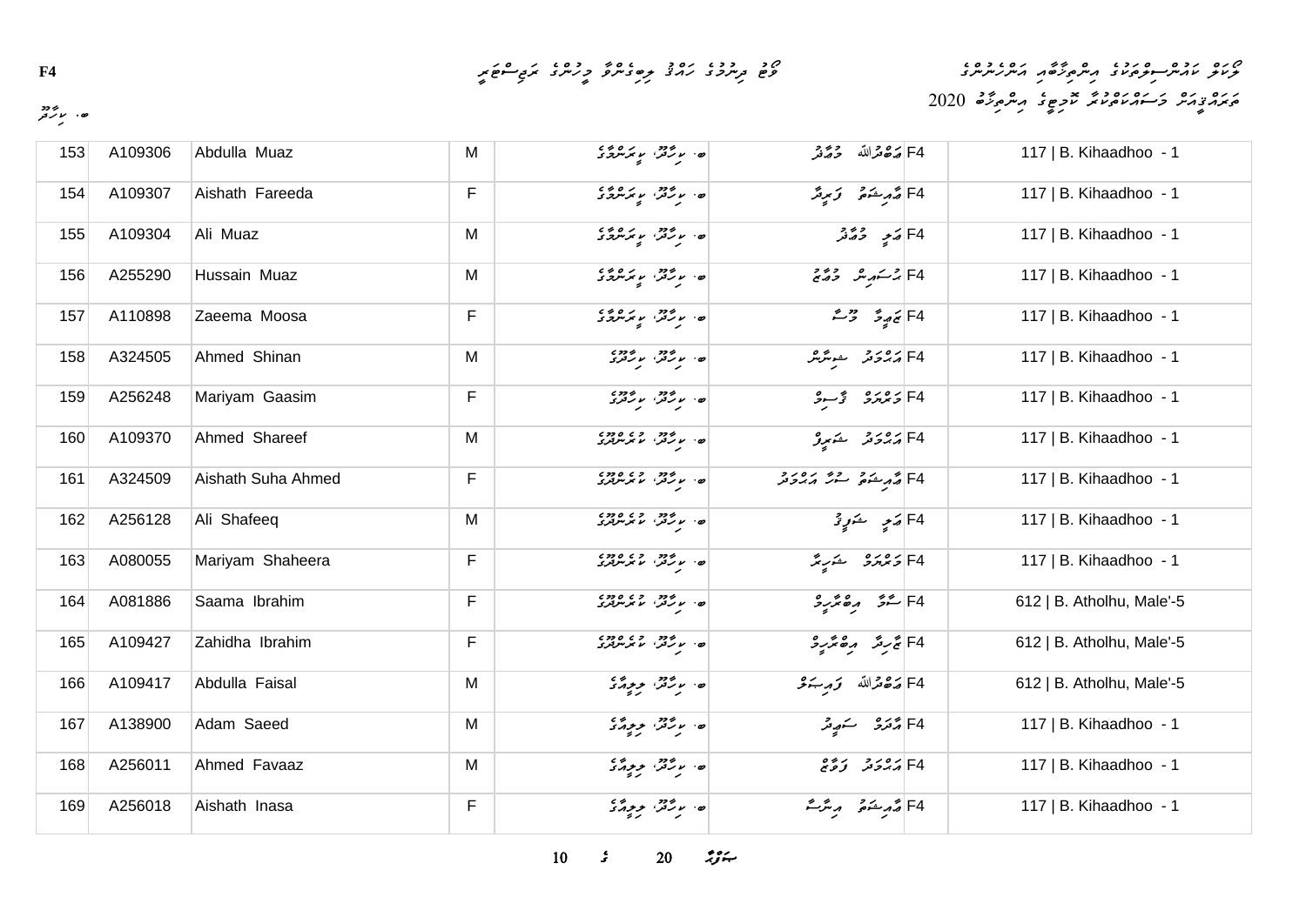| 153 | A109306 | Abdulla Muaz | M | ھ. ﺑﺎﺭُﻧﺬُ، ﺑﺎﺋﺮﺳﺮﺳﺮﺩ | F4 ﺃﺑﺪﺍﻟﻠﻪ ﻣﺆﺍﺯ | 117 \| B. Kihaadhoo - 1 |
|---|---|---|---|---|---|---|
| 154 | A109307 | Aishath Fareeda | F | ھ. ﺑﺎﺭُﻧﺬُ، ﺑﺎﺋﺮﺳﺮﺳﺮﺩ | F4 ﺁﻋﻴﺸﺔ ﻓﺮﻳﺪﺓ | 117 \| B. Kihaadhoo - 1 |
| 155 | A109304 | Ali Muaz | M | ھ. ﺑﺎﺭُﻧﺬُ، ﺑﺎﺋﺮﺳﺮﺳﺮﺩ | F4 ﻋﻠﻲ ﻣﺆﺍﺯ | 117 \| B. Kihaadhoo - 1 |
| 156 | A255290 | Hussain Muaz | M | ھ. ﺑﺎﺭُﻧﺬُ، ﺑﺎﺋﺮﺳﺮﺳﺮﺩ | F4 ﺣﺴﻴﻦ ﻣﺆﺍﺯ | 117 \| B. Kihaadhoo - 1 |
| 157 | A110898 | Zaeema Moosa | F | ھ. ﺑﺎﺭُﻧﺬُ، ﺑﺎﺋﺮﺳﺮﺳﺮﺩ | F4 ﺯﻋﻴﻤﺔ ﻣﻮﺳﻰ | 117 \| B. Kihaadhoo - 1 |
| 158 | A324505 | Ahmed Shinan | M | ھ. ﺑﺎﺭُﻧﺬُ، ﺑﺎﺭُﺗﺮﻯ | F4 ﺃﺣﻤﺪ ﺷﻨﺎﻥ | 117 \| B. Kihaadhoo - 1 |
| 159 | A256248 | Mariyam Gaasim | F | ھ. ﺑﺎﺭُﻧﺬُ، ﺑﺎﺭُﺗﺮﻯ | F4 ﻣﺮﻳﻢ ﻗﺎﺳﻢ | 117 \| B. Kihaadhoo - 1 |
| 160 | A109370 | Ahmed Shareef | M | ھ. ﺑﺎﺭُﻧﺬُ، ﻣﺎﺋﺮﺳﺮﻭﺗﺮﻯ | F4 ﺃﺣﻤﺪ ﺷﺮﻳﻒ | 117 \| B. Kihaadhoo - 1 |
| 161 | A324509 | Aishath Suha Ahmed | F | ھ. ﺑﺎﺭُﻧﺬُ، ﻣﺎﺋﺮﺳﺮﻭﺗﺮﻯ | F4 ﺁﻋﻴﺸﺔ ﺳﻬﺎ ﺃﺣﻤﺪ | 117 \| B. Kihaadhoo - 1 |
| 162 | A256128 | Ali Shafeeq | M | ھ. ﺑﺎﺭُﻧﺬُ، ﻣﺎﺋﺮﺳﺮﻭﺗﺮﻯ | F4 ﻋﻠﻲ ﺷﻔﻴﻖ | 117 \| B. Kihaadhoo - 1 |
| 163 | A080055 | Mariyam Shaheera | F | ھ. ﺑﺎﺭُﻧﺬُ، ﻣﺎﺋﺮﺳﺮﻭﺗﺮﻯ | F4 ﻣﺮﻳﻢ ﺷﻬﻴﺮﺓ | 117 \| B. Kihaadhoo - 1 |
| 164 | A081886 | Saama Ibrahim | F | ھ. ﺑﺎﺭُﻧﺬُ، ﻣﺎﺋﺮﺳﺮﻭﺗﺮﻯ | F4 ﺳﺎﻣﺎ ﺇﺑﺮﺍﻫﻴﻢ | 612 \| B. Atholhu, Male'-5 |
| 165 | A109427 | Zahidha Ibrahim | F | ھ. ﺑﺎﺭُﻧﺬُ، ﻣﺎﺋﺮﺳﺮﻭﺗﺮﻯ | F4 ﺯﺍﻫﺪﺓ ﺇﺑﺮﺍﻫﻴﻢ | 612 \| B. Atholhu, Male'-5 |
| 166 | A109417 | Abdulla Faisal | M | ھ. ﺑﺎﺭُﻧﺬُ، ﻭﻭﻭﺭُﻯ | F4 ﺃﺑﺪﺍﻟﻠﻪ ﻓﻴﺼﻞ | 612 \| B. Atholhu, Male'-5 |
| 167 | A138900 | Adam Saeed | M | ھ. ﺑﺎﺭُﻧﺬُ، ﻭﻭﻭﺭُﻯ | F4 ﺁﺩﻡ ﺳﻌﻴﺪ | 117 \| B. Kihaadhoo - 1 |
| 168 | A256011 | Ahmed Favaaz | M | ھ. ﺑﺎﺭُﻧﺬُ، ﻭﻭﻭﺭُﻯ | F4 ﺃﺣﻤﺪ ﻓﻮﺍﺯ | 117 \| B. Kihaadhoo - 1 |
| 169 | A256018 | Aishath Inasa | F | ھ. ﺑﺎﺭُﻧﺬُ، ﻭﻭﻭﺭُﻯ | F4 ﺁﻋﻴﺸﺔ ﺇﻧﺎﺳﺎ | 117 \| B. Kihaadhoo - 1 |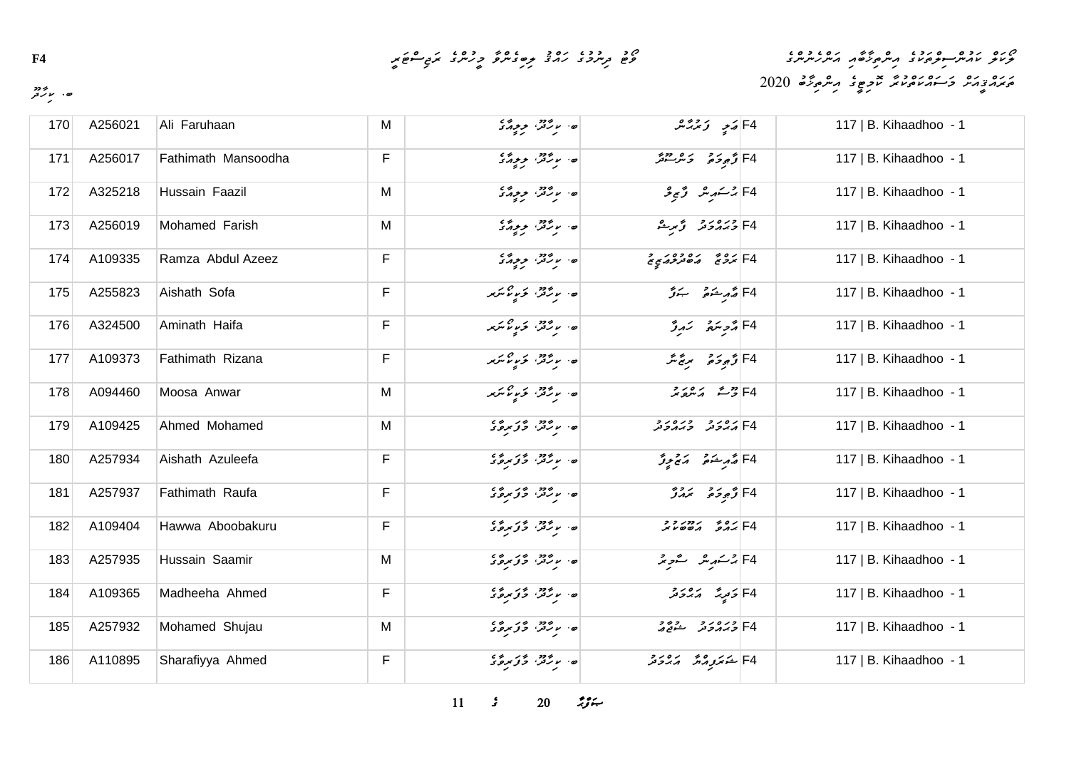| 170 | A256021 | Ali Faruhaan | M | ھ. ބިހާދޫ، ވިލިއާގެ | F4 އަލީ ފަރުހާން | 117 \| B. Kihaadhoo - 1 |
|---|---|---|---|---|---|---|
| 171 | A256017 | Fathimath Mansoodha | F | ھ. ބިހާދޫ، ވިލިއާގެ | F4 ފާތިމަތު މަންސޫދާ | 117 \| B. Kihaadhoo - 1 |
| 172 | A325218 | Hussain Faazil | M | ھ. ބިހާދޫ، ވިލިއާގެ | F4 ހުސައިން ފާޒިލް | 117 \| B. Kihaadhoo - 1 |
| 173 | A256019 | Mohamed Farish | M | ھ. ބިހާދޫ، ވިލިއާގެ | F4 މުހައްމަދު ފާރިޝް | 117 \| B. Kihaadhoo - 1 |
| 174 | A109335 | Ramza Abdul Azeez | F | ھ. ބިހާދޫ، ވިލިއާގެ | F4 ރަމްޒާ އަބްދުލްއަޒީޒު | 117 \| B. Kihaadhoo - 1 |
| 175 | A255823 | Aishath Sofa | F | ھ. ބިހާދޫ، ވަލީނާނަރ | F4 އާއިޝަތު ސަފާ | 117 \| B. Kihaadhoo - 1 |
| 176 | A324500 | Aminath Haifa | F | ھ. ބިހާދޫ، ވަލީނާނަރ | F4 އާމިނަތު ހައިފާ | 117 \| B. Kihaadhoo - 1 |
| 177 | A109373 | Fathimath Rizana | F | ھ. ބިހާދޫ، ވަލީނާނަރ | F4 ފާތިމަތު ރިޒާނާ | 117 \| B. Kihaadhoo - 1 |
| 178 | A094460 | Moosa Anwar | M | ھ. ބިހާދޫ، ވަލީނާނަރ | F4 މޫސާ އަންވަރު | 117 \| B. Kihaadhoo - 1 |
| 179 | A109425 | Ahmed Mohamed | M | ھ. ބިހާދޫ، މާފަރިވާގެ | F4 އަހްމަދު މުހައްމަދު | 117 \| B. Kihaadhoo - 1 |
| 180 | A257934 | Aishath Azuleefa | F | ھ. ބިހާދޫ، މާފަރިވާގެ | F4 އާއިޝަތު އަޒުލީފާ | 117 \| B. Kihaadhoo - 1 |
| 181 | A257937 | Fathimath Raufa | F | ھ. ބިހާދޫ، މާފަރިވާގެ | F4 ފާތިމަތު ރައުފާ | 117 \| B. Kihaadhoo - 1 |
| 182 | A109404 | Hawwa Aboobakuru | F | ھ. ބިހާދޫ، މާފަރިވާގެ | F4 ހައްވާ އަބޫބަކުރު | 117 \| B. Kihaadhoo - 1 |
| 183 | A257935 | Hussain Saamir | M | ھ. ބިހާދޫ، މާފަރިވާގެ | F4 ހުސައިން ސާމިރު | 117 \| B. Kihaadhoo - 1 |
| 184 | A109365 | Madheeha Ahmed | F | ھ. ބިހާދޫ، މާފަރިވާގެ | F4 މަދީހާ އަހްމަދު | 117 \| B. Kihaadhoo - 1 |
| 185 | A257932 | Mohamed Shujau | M | ھ. ބިހާދޫ، މާފަރިވާގެ | F4 މުހައްމަދު ޝުޖާއު | 117 \| B. Kihaadhoo - 1 |
| 186 | A110895 | Sharafiyya Ahmed | F | ھ. ބިހާދޫ، މާފަރިވާގެ | F4 ޝަރަފިއްޔާ އަހްމަދު | 117 \| B. Kihaadhoo - 1 |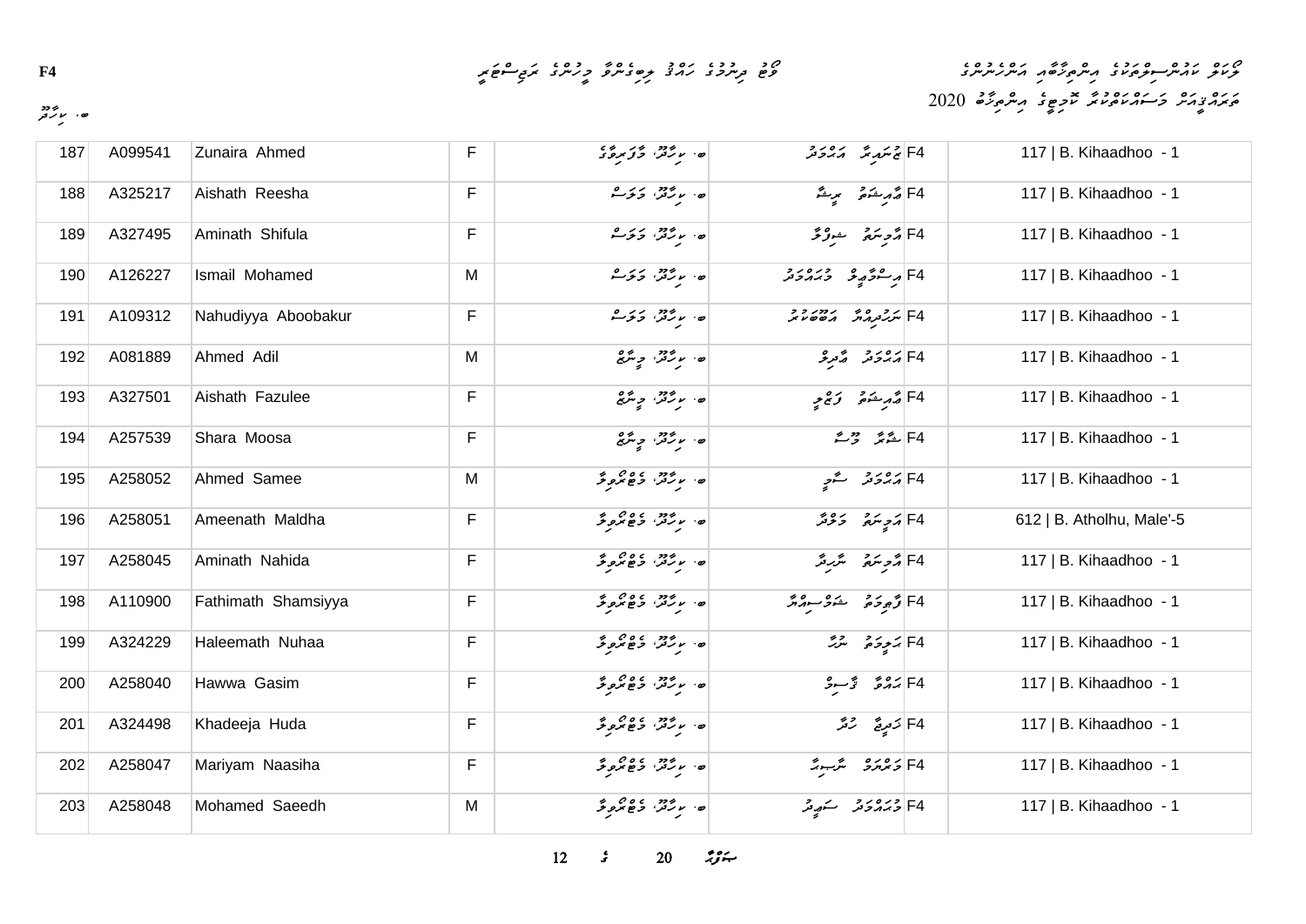| 187 | A099541 | Zunaira Ahmed | F | ބ. ކިހާދޫ، މާފަރިވާގެ | F4 ޒުނައިރާ އަޙްމަދު | 117 \| B. Kihaadhoo - 1 |
|---|---|---|---|---|---|---|
| 188 | A325217 | Aishath Reesha | F | ބ. ކިހާދޫ، ގަލަސް | F4 އާއިޝަތު ރީޝާ | 117 \| B. Kihaadhoo - 1 |
| 189 | A327495 | Aminath Shifula | F | ބ. ކިހާދޫ، ގަލަސް | F4 އާމިނަތު ޝިފުލާ | 117 \| B. Kihaadhoo - 1 |
| 190 | A126227 | Ismail Mohamed | M | ބ. ކިހާދޫ، ގަލަސް | F4 އިސްމާއިލް މުޙައްމަދު | 117 \| B. Kihaadhoo - 1 |
| 191 | A109312 | Nahudiyya Aboobakur | F | ބ. ކިހާދޫ، ގަލަސް | F4 ނަހުދިއްޔާ އަބޫބަކުރު | 117 \| B. Kihaadhoo - 1 |
| 192 | A081889 | Ahmed Adil | M | ބ. ކިހާދޫ، ޖިނޯ | F4 އަޙްމަދު އާދިލް | 117 \| B. Kihaadhoo - 1 |
| 193 | A327501 | Aishath Fazulee | F | ބ. ކިހާދޫ، ޖިނޯ | F4 އާއިޝަތު ފަޟުލީ | 117 \| B. Kihaadhoo - 1 |
| 194 | A257539 | Shara Moosa | F | ބ. ކިހާދޫ، ޖިނޯ | F4 ޝާރާ މޫސާ | 117 \| B. Kihaadhoo - 1 |
| 195 | A258052 | Ahmed Samee | M | ބ. ކިހާދޫ، ގުލްޝަންވިލާ | F4 އަޙްމަދު ސަމީ | 117 \| B. Kihaadhoo - 1 |
| 196 | A258051 | Ameenath Maldha | F | ބ. ކިހާދޫ، ގުލްޝަންވިލާ | F4 އަމީނަތު މަލްދާ | 612 \| B. Atholhu, Male'-5 |
| 197 | A258045 | Aminath Nahida | F | ބ. ކިހާދޫ، ގުލްޝަންވިލާ | F4 އާމިނަތު ނާހިދާ | 117 \| B. Kihaadhoo - 1 |
| 198 | A110900 | Fathimath Shamsiyya | F | ބ. ކިހާދޫ، ގުލްޝަންވިލާ | F4 ފާތިމަތު ޝަމްސިއްޔާ | 117 \| B. Kihaadhoo - 1 |
| 199 | A324229 | Haleemath Nuhaa | F | ބ. ކިހާދޫ، ގުލްޝަންވިލާ | F4 ހަލީމަތު ނުހާ | 117 \| B. Kihaadhoo - 1 |
| 200 | A258040 | Hawwa Gasim | F | ބ. ކިހާދޫ، ގުލްޝަންވިލާ | F4 ހައްވާ ގާސިމް | 117 \| B. Kihaadhoo - 1 |
| 201 | A324498 | Khadeeja Huda | F | ބ. ކިހާދޫ، ގުލްޝަންވިލާ | F4 ޚަދީޖާ ހުދާ | 117 \| B. Kihaadhoo - 1 |
| 202 | A258047 | Mariyam Naasiha | F | ބ. ކިހާދޫ، ގުލްޝަންވިލާ | F4 މަރިޔަމް ނާސިހާ | 117 \| B. Kihaadhoo - 1 |
| 203 | A258048 | Mohamed Saeedh | M | ބ. ކިހާދޫ، ގުލްޝަންވިލާ | F4 މުޙައްމަދު ސައީދު | 117 \| B. Kihaadhoo - 1 |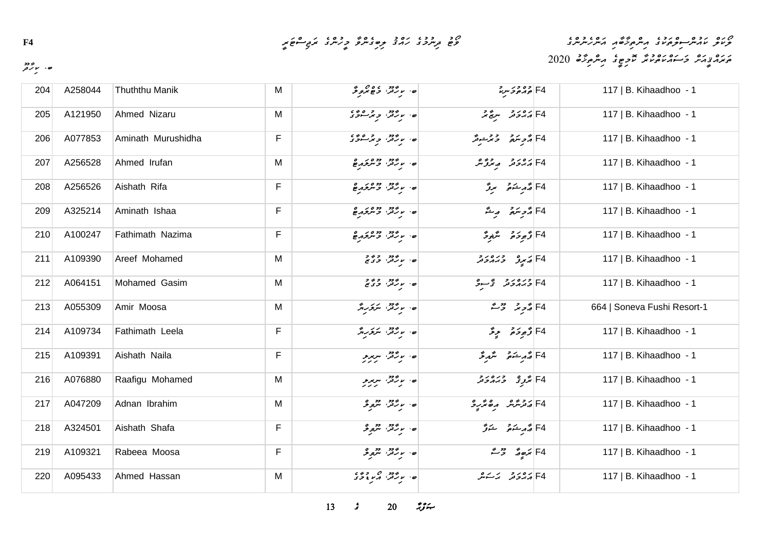| 204 | A258044 | Thuththu Manik | M | ه· ىارُىْزْ، دُىْڠُىْرُوْدُ | F4 ﻿ތުއްތު މަނިކު | 117 \| B. Kihaadhoo - 1 |
|---|---|---|---|---|---|---|
| 205 | A121950 | Ahmed Nizaru | M | ބ. ކިހާދޫ، މިރުސްމާގެ | F4 އަޙްމަދު ނިޒާރު | 117 \| B. Kihaadhoo - 1 |
| 206 | A077853 | Aminath Murushidha | F | ބ. ކިހާދޫ، މިރުސްމާގެ | F4 އާމިނަތު މުރުޝިދާ | 117 \| B. Kihaadhoo - 1 |
| 207 | A256528 | Ahmed Irufan | M | ބ. ކިހާދޫ، މުންތަރިޖް | F4 އަޙްމަދު އިރުފާން | 117 \| B. Kihaadhoo - 1 |
| 208 | A256526 | Aishath Rifa | F | ބ. ކިހާދޫ، މުންތަރިޖް | F4 އާއިޝަތު ރިފާ | 117 \| B. Kihaadhoo - 1 |
| 209 | A325214 | Aminath Ishaa | F | ބ. ކިހާދޫ، މުންތަރިޖް | F4 އާމިނަތު އިޝާ | 117 \| B. Kihaadhoo - 1 |
| 210 | A100247 | Fathimath Nazima | F | ބ. ކިހާދޫ، މުންތަރިޖް | F4 ފާތިމަތު ނާޒިމާ | 117 \| B. Kihaadhoo - 1 |
| 211 | A109390 | Areef Mohamed | M | ބ. ކިހާދޫ، މަލަޖު | F4 އަރީފު މުޙައްމަދު | 117 \| B. Kihaadhoo - 1 |
| 212 | A064151 | Mohamed Gasim | M | ބ. ކިހާދޫ، މަލަޖު | F4 މުޙައްމަދު ޤާސިމް | 117 \| B. Kihaadhoo - 1 |
| 213 | A055309 | Amir Moosa | M | ބ. ކިހާދޫ، ނަޖަރީޔާ | F4 އާމިރު މޫސާ | 664 \| Soneva Fushi Resort-1 |
| 214 | A109734 | Fathimath Leela | F | ބ. ކިހާދޫ، ނަޖަރީޔާ | F4 ފާތިމަތު ލީލާ | 117 \| B. Kihaadhoo - 1 |
| 215 | A109391 | Aishath Naila | F | ބ. ކިހާދޫ، ނިރިލު | F4 އާއިޝަތު ނާއިލާ | 117 \| B. Kihaadhoo - 1 |
| 216 | A076880 | Raafigu Mohamed | M | ބ. ކިހާދޫ، ނިރިލު | F4 ރާފިގު މުޙައްމަދު | 117 \| B. Kihaadhoo - 1 |
| 217 | A047209 | Adnan Ibrahim | M | ބ. ކިހާދޫ، ނޫރުވީ | F4 އަދުނާން އިބްރާހީމް | 117 \| B. Kihaadhoo - 1 |
| 218 | A324501 | Aishath Shafa | F | ބ. ކިހާދޫ، ނޫރުވީ | F4 އާއިޝަތު ޝަފާ | 117 \| B. Kihaadhoo - 1 |
| 219 | A109321 | Rabeea Moosa | F | ބ. ކިހާދޫ، ނޫރުވީ | F4 ރަބީޢާ މޫސާ | 117 \| B. Kihaadhoo - 1 |
| 220 | A095433 | Ahmed Hassan | M | ބ. ކިހާދޫ، އޯކިޑްގެ | F4 އަޙްމަދު ޙަސަން | 117 \| B. Kihaadhoo - 1 |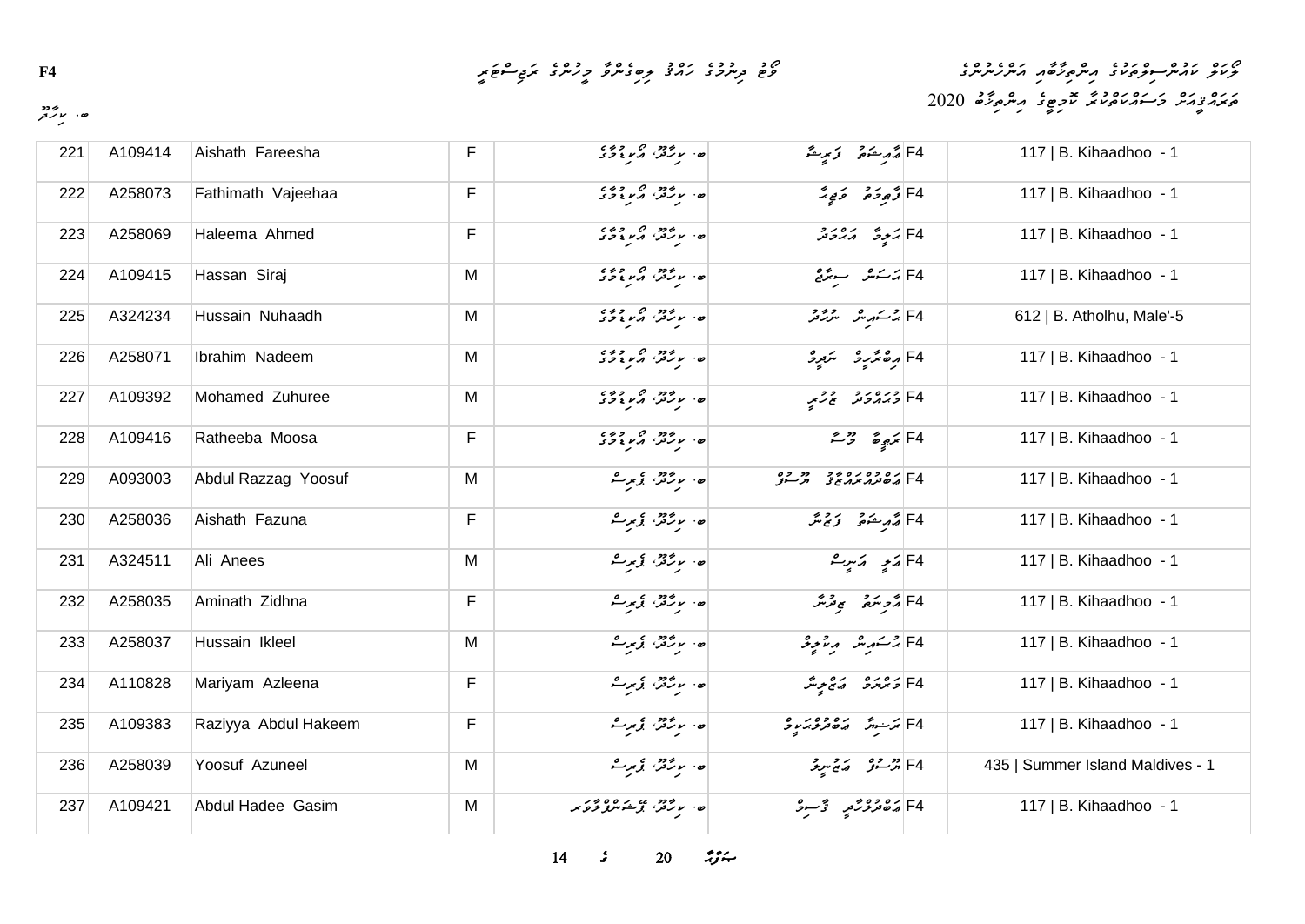| 221 | A109414 | Aishath Fareesha | F | ބ. ކިހާދޫ، އާސިޔާގެ | F4 އާއިޝަތު ފަރީޝާ | 117 \| B. Kihaadhoo - 1 |
|---|---|---|---|---|---|---|
| 222 | A258073 | Fathimath Vajeehaa | F | ބ. ކިހާދޫ، އާސިޔާގެ | F4 ފާތިމަތު ވަޖީހާ | 117 \| B. Kihaadhoo - 1 |
| 223 | A258069 | Haleema Ahmed | F | ބ. ކިހާދޫ، އާސިޔާގެ | F4 ހަލީމާ އަހުމަދު | 117 \| B. Kihaadhoo - 1 |
| 224 | A109415 | Hassan Siraj | M | ބ. ކިހާދޫ، އާސިޔާގެ | F4 ހަސަން ސިރާޖު | 117 \| B. Kihaadhoo - 1 |
| 225 | A324234 | Hussain Nuhaadh | M | ބ. ކިހާދޫ، އާސިޔާގެ | F4 ހުސައިން ނުހާދު | 612 \| B. Atholhu, Male'-5 |
| 226 | A258071 | Ibrahim Nadeem | M | ބ. ކިހާދޫ، އާސިޔާގެ | F4 އިބްރާހީމް ނަދީމް | 117 \| B. Kihaadhoo - 1 |
| 227 | A109392 | Mohamed Zuhuree | M | ބ. ކިހާދޫ، އާސިޔާގެ | F4 މުހައްމަދު ޒުހުރީ | 117 \| B. Kihaadhoo - 1 |
| 228 | A109416 | Ratheeba Moosa | F | ބ. ކިހާދޫ، އާސިޔާގެ | F4 ރަތީބާ މޫސާ | 117 \| B. Kihaadhoo - 1 |
| 229 | A093003 | Abdul Razzag Yoosuf | M | ބ. ކިހާދޫ، ޤަމަރު | F4 އަބްދުއްރައްޒާގު ޔޫސުފު | 117 \| B. Kihaadhoo - 1 |
| 230 | A258036 | Aishath Fazuna | F | ބ. ކިހާދޫ، ޤަމަރު | F4 އާއިޝަތު ފަޒުނާ | 117 \| B. Kihaadhoo - 1 |
| 231 | A324511 | Ali Anees | M | ބ. ކިހާދޫ، ޤަމަރު | F4 އަލި އަނީސް | 117 \| B. Kihaadhoo - 1 |
| 232 | A258035 | Aminath Zidhna | F | ބ. ކިހާދޫ، ޤަމަރު | F4 އާމިނަތު ޒިދްނާ | 117 \| B. Kihaadhoo - 1 |
| 233 | A258037 | Hussain Ikleel | M | ބ. ކިހާދޫ، ޤަމަރު | F4 ހުސައިން އިކްލީލް | 117 \| B. Kihaadhoo - 1 |
| 234 | A110828 | Mariyam Azleena | F | ބ. ކިހާދޫ، ޤަމަރު | F4 މަރިޔަމް އަޒްލީނާ | 117 \| B. Kihaadhoo - 1 |
| 235 | A109383 | Raziyya Abdul Hakeem | F | ބ. ކިހާދޫ، ޤަމަރު | F4 ރަޒިއްޔާ އަބްދުލްހަކީމް | 117 \| B. Kihaadhoo - 1 |
| 236 | A258039 | Yoosuf Azuneel | M | ބ. ކިހާދޫ، ޤަމަރު | F4 ޔޫސުފް އަޒުނީލް | 435 \| Summer Island Maldives - 1 |
| 237 | A109421 | Abdul Hadee Gasim | M | ބ. ކިހާދޫ، ގުލްޝަންވާދީ | F4 އަބްދުލްހާދީ ގާސިމް | 117 \| B. Kihaadhoo - 1 |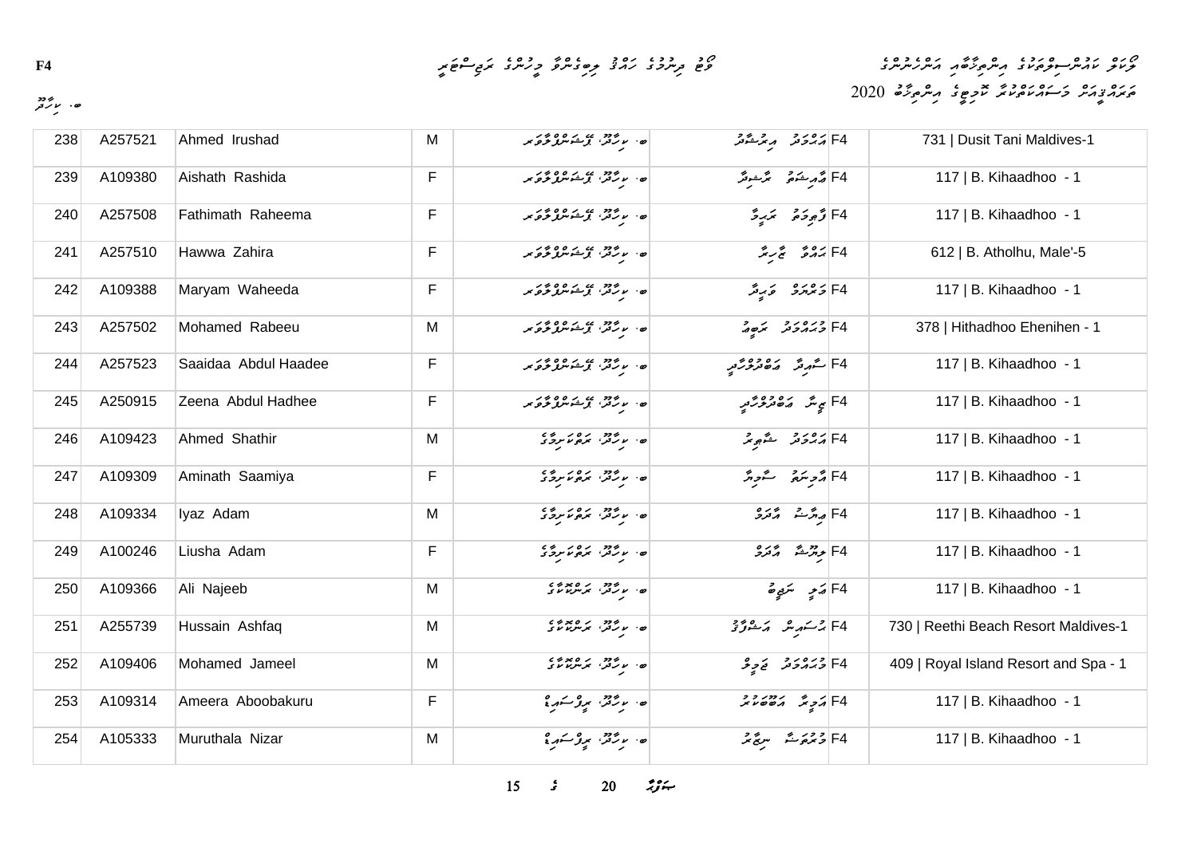ބ. ކިހާދޫ

| 238 | A257521 | Ahmed Irushad | M | ބ. ކިހާދޫ، ކުޅަދާނަލަވާރު | F4 އަޙްމަދު އިރުޝާދު | 731 \| Dusit Tani Maldives-1 |
|---|---|---|---|---|---|---|
| 239 | A109380 | Aishath Rashida | F | ބ. ކިހާދޫ، ކުޅަދާނަލަވާރު | F4 އާއިޝަތު ރާޝިދާ | 117 \| B. Kihaadhoo - 1 |
| 240 | A257508 | Fathimath Raheema | F | ބ. ކިހާދޫ، ކުޅަދާނަލަވާރު | F4 ފާތިމަތު ރަޙީމާ | 117 \| B. Kihaadhoo - 1 |
| 241 | A257510 | Hawwa Zahira | F | ބ. ކިހާދޫ، ކުޅަދާނަލަވާރު | F4 ހައްވާ ޒާހިރާ | 612 \| B. Atholhu, Male'-5 |
| 242 | A109388 | Maryam Waheeda | F | ބ. ކިހާދޫ، ކުޅަދާނަލަވާރު | F4 މަރްޔަމް ވަޙީދާ | 117 \| B. Kihaadhoo - 1 |
| 243 | A257502 | Mohamed Rabeeu | M | ބ. ކިހާދޫ، ކުޅަދާނަލަވާރު | F4 މުޙައްމަދު ރަބީޢު | 378 \| Hithadhoo Ehenihen - 1 |
| 244 | A257523 | Saaidaa Abdul Haadee | F | ބ. ކިހާދޫ، ކުޅަދާނަލަވާރު | F4 ސާއިދާ އަބްދުލްހާދީ | 117 \| B. Kihaadhoo - 1 |
| 245 | A250915 | Zeena Abdul Hadhee | F | ބ. ކިހާދޫ، ކުޅަދާނަލަވާރު | F4 ޒީނާ އަބްދުލްހާދީ | 117 \| B. Kihaadhoo - 1 |
| 246 | A109423 | Ahmed Shathir | M | ބ. ކިހާދޫ، ރަތްމަލިމާގެ | F4 އަޙްމަދު ޝާތިރު | 117 \| B. Kihaadhoo - 1 |
| 247 | A109309 | Aminath Saamiya | F | ބ. ކިހާދޫ، ރަތްމަލިމާގެ | F4 އާމިނަތު ސާމިޔާ | 117 \| B. Kihaadhoo - 1 |
| 248 | A109334 | Iyaz Adam | M | ބ. ކިހާދޫ، ރަތްމަލިމާގެ | F4 އިޔާޒް އާދަމް | 117 \| B. Kihaadhoo - 1 |
| 249 | A100246 | Liusha Adam | F | ބ. ކިހާދޫ، ރަތްމަލިމާގެ | F4 ލިއުޝާ އާދަމް | 117 \| B. Kihaadhoo - 1 |
| 250 | A109366 | Ali Najeeb | M | ބ. ކިހާދޫ، ރަންނާޅިގެ | F4 އަލީ ނަޖީބު | 117 \| B. Kihaadhoo - 1 |
| 251 | A255739 | Hussain Ashfaq | M | ބ. ކިހާދޫ، ރަންނާޅިގެ | F4 ހުސައިން އަޝްފާޤު | 730 \| Reethi Beach Resort Maldives-1 |
| 252 | A109406 | Mohamed Jameel | M | ބ. ކިހާދޫ، ރަންނާޅިގެ | F4 މުޙައްމަދު ޖަމީލް | 409 \| Royal Island Resort and Spa - 1 |
| 253 | A109314 | Ameera Aboobakuru | F | ބ. ކިހާދޫ، ރިވަސްޓައިލް | F4 އަމީރާ އަބޫބަކުރު | 117 \| B. Kihaadhoo - 1 |
| 254 | A105333 | Muruthala Nizar | M | ބ. ކިހާދޫ، ރިވަސްޓައިލް | F4 މުރުތަލާ ނިޒާރު | 117 \| B. Kihaadhoo - 1 |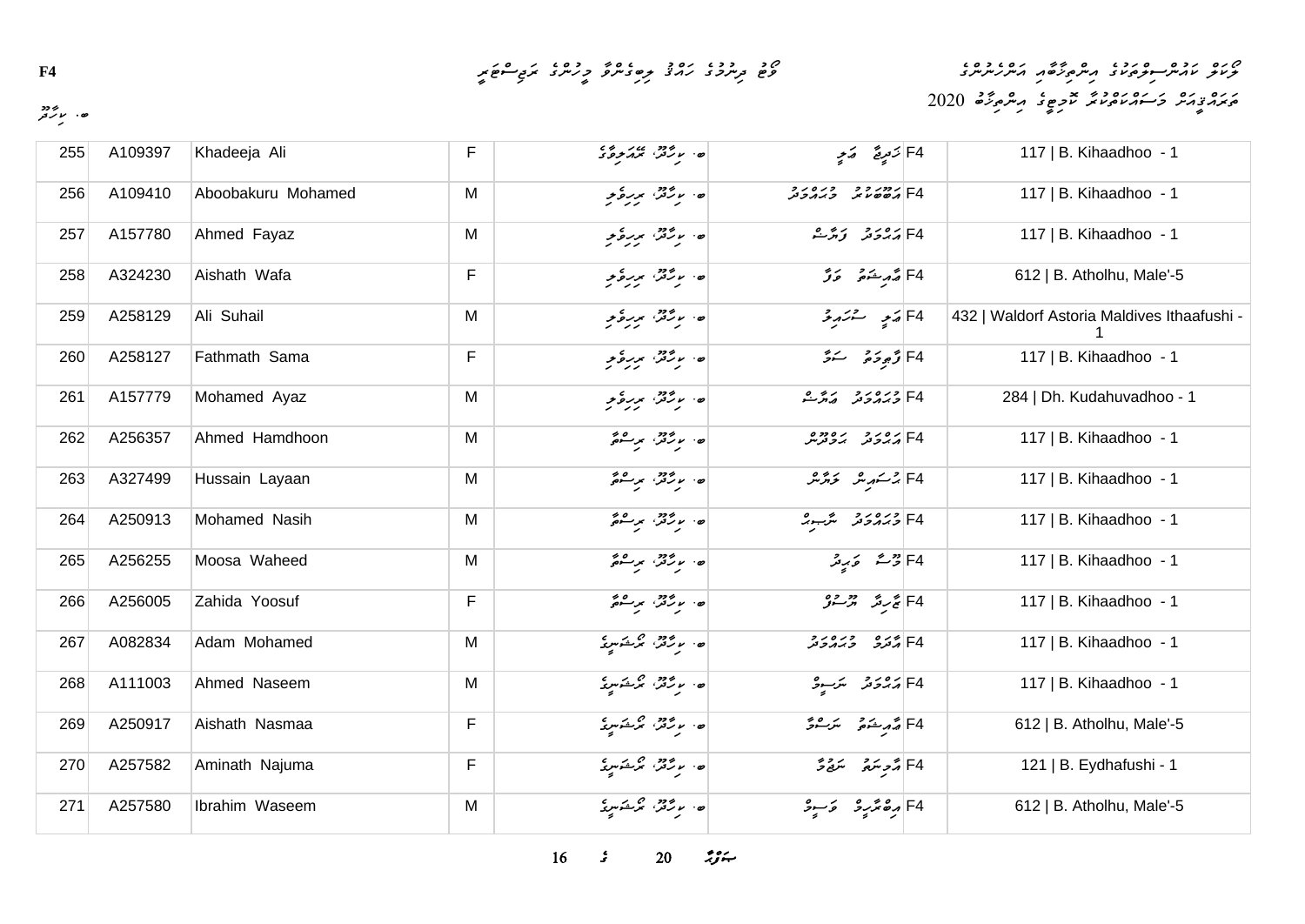| 255 | A109397 | Khadeeja Ali | F | ھ. ބިލަދޫ، ރޯޒްމަރީގެ | F4 ޚަދީޖާ  ޢަލި | 117 \| B. Kihaadhoo - 1 |
|---|---|---|---|---|---|---|
| 256 | A109410 | Aboobakuru Mohamed | M | ھ. ބިލަދޫ، ނިރިޔާވި | F4 އަބޫބަކުރު  މުޙައްމަދު | 117 \| B. Kihaadhoo - 1 |
| 257 | A157780 | Ahmed Fayaz | M | ھ. ބިލަދޫ، ނިރިޔާވި | F4 އަޙްމަދު  ފައްޔާޒު | 117 \| B. Kihaadhoo - 1 |
| 258 | A324230 | Aishath Wafa | F | ھ. ބިލަދޫ، ނިރިޔާވި | F4 އާއިޝަތު  ވަފާ | 612 \| B. Atholhu, Male'-5 |
| 259 | A258129 | Ali Suhail | M | ھ. ބިލަދޫ، ނިރިޔާވި | F4 ޢަލި  ސުހައިލު | 432 \| Waldorf Astoria Maldives Ithaafushi - 1 |
| 260 | A258127 | Fathmath Sama | F | ھ. ބިލަދޫ، ނިރިޔާވި | F4 ފާތިމަތު  ސަމާ | 117 \| B. Kihaadhoo - 1 |
| 261 | A157779 | Mohamed Ayaz | M | ھ. ބިލަދޫ، ނިރިޔާވި | F4 މުޙައްމަދު  އަޔާޒު | 284 \| Dh. Kudahuvadhoo - 1 |
| 262 | A256357 | Ahmed Hamdhoon | M | ھ. ބިލަދޫ، ނިސްތާ | F4 އަޙްމަދު  ހަމްދޫން | 117 \| B. Kihaadhoo - 1 |
| 263 | A327499 | Hussain Layaan | M | ھ. ބިލަދޫ، ނިސްތާ | F4 ޙުސައިން  ލަޔާން | 117 \| B. Kihaadhoo - 1 |
| 264 | A250913 | Mohamed Nasih | M | ھ. ބިލަދޫ، ނިސްތާ | F4 މުޙައްމަދު  ނާސިޙު | 117 \| B. Kihaadhoo - 1 |
| 265 | A256255 | Moosa Waheed | M | ھ. ބިލަދޫ، ނިސްތާ | F4 މޫސާ  ވަޙީދު | 117 \| B. Kihaadhoo - 1 |
| 266 | A256005 | Zahida Yoosuf | F | ھ. ބިލަދޫ، ނިސްތާ | F4 ޒާހިދާ  ޔޫސުފު | 117 \| B. Kihaadhoo - 1 |
| 267 | A082834 | Adam Mohamed | M | ھ. ބިލަދޫ، ރޯޝަނީގެ | F4 އާދަމް  މުޙައްމަދު | 117 \| B. Kihaadhoo - 1 |
| 268 | A111003 | Ahmed Naseem | M | ھ. ބިލަދޫ، ރޯޝަނީގެ | F4 އަޙްމަދު  ނަސީމު | 117 \| B. Kihaadhoo - 1 |
| 269 | A250917 | Aishath Nasmaa | F | ھ. ބިލަދޫ، ރޯޝަނީގެ | F4 އާއިޝަތު  ނަސްމާ | 612 \| B. Atholhu, Male'-5 |
| 270 | A257582 | Aminath Najuma | F | ھ. ބިލަދޫ، ރޯޝަނީގެ | F4 އާމިނަތު  ނަޖުމާ | 121 \| B. Eydhafushi - 1 |
| 271 | A257580 | Ibrahim Waseem | M | ھ. ބިލަދޫ، ރޯޝަނީގެ | F4 އިބްރާހީމު  ވަސީމު | 612 \| B. Atholhu, Male'-5 |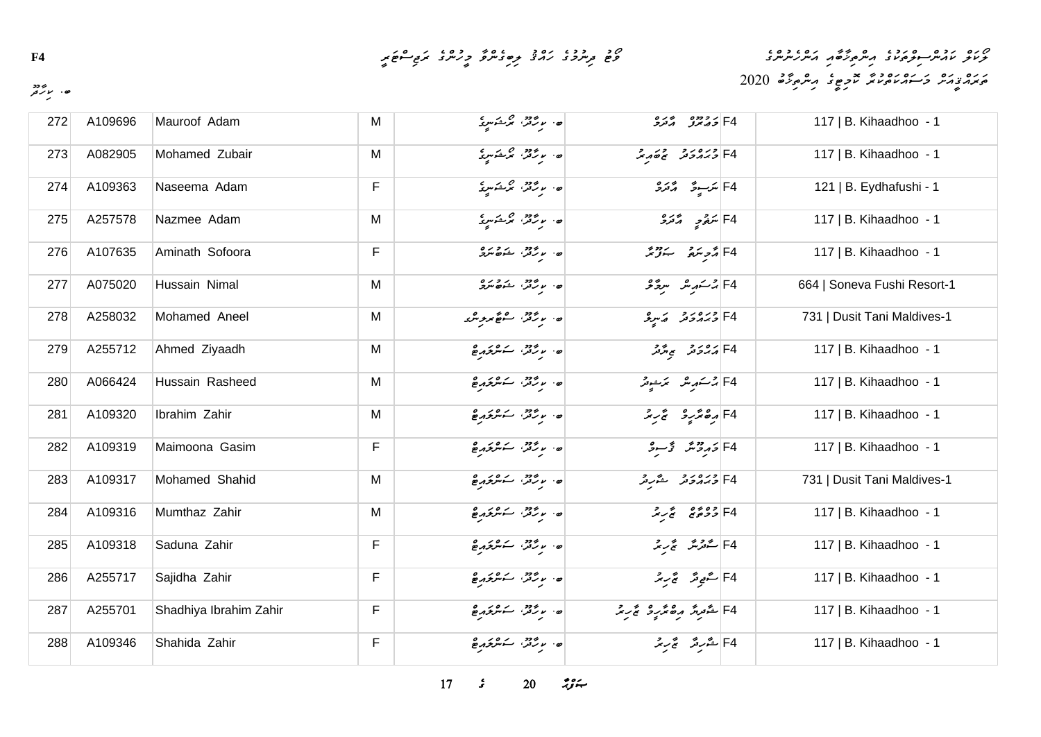| 272 | A109696 | Mauroof Adam | M | ھ. ބިހާދޫ، ރަންގަސްދޮށްގެ | F4  މައުރޫފް އާދަމް | 117 \| B. Kihaadhoo - 1 |
|---|---|---|---|---|---|---|
| 273 | A082905 | Mohamed Zubair | M | ھ. ބިހާދޫ، ރަންގަސްދޮށްގެ | F4 މުހައްމަދު ޒުބައިރު | 117 \| B. Kihaadhoo - 1 |
| 274 | A109363 | Naseema Adam | F | ھ. ބިހާދޫ، ރަންގަސްދޮށްގެ | F4 ނަސީމާ އާދަމް | 121 \| B. Eydhafushi - 1 |
| 275 | A257578 | Nazmee Adam | M | ھ. ބިހާދޫ، ރަންގަސްދޮށްގެ | F4 ނަޒްމީ އާދަމް | 117 \| B. Kihaadhoo - 1 |
| 276 | A107635 | Aminath Sofoora | F | ھ. ބިހާދޫ، ޝަމްބަރު | F4 އާމިނަތު ސަފޫރާ | 117 \| B. Kihaadhoo - 1 |
| 277 | A075020 | Hussain Nimal | M | ھ. ބިހާދޫ، ޝަމްބަރު | F4 ހުސައިން ނިމާލް | 664 \| Soneva Fushi Resort-1 |
| 278 | A258032 | Mohamed Aneel | M | ھ. ބިހާދޫ، ސްޓާރލައިޓް | F4 މުހައްމަދު އަނީލް | 731 \| Dusit Tani Maldives-1 |
| 279 | A255712 | Ahmed Ziyaadh | M | ھ. ބިހާދޫ، ސަންރައިޒް | F4 އަހްމަދު ޒިޔާދު | 117 \| B. Kihaadhoo - 1 |
| 280 | A066424 | Hussain Rasheed | M | ھ. ބިހާދޫ، ސަންރައިޒް | F4 ހުސައިން ރަޝީދު | 117 \| B. Kihaadhoo - 1 |
| 281 | A109320 | Ibrahim Zahir | M | ھ. ބިހާދޫ، ސަންރައިޒް | F4 އިބްރާހީމް ޒާހިރު | 117 \| B. Kihaadhoo - 1 |
| 282 | A109319 | Maimoona Gasim | F | ھ. ބިހާދޫ، ސަންރައިޒް | F4 މައިމޫނާ ޤާސިމް | 117 \| B. Kihaadhoo - 1 |
| 283 | A109317 | Mohamed Shahid | M | ھ. ބިހާދޫ، ސަންރައިޒް | F4 މުހައްމަދު ޝާހިދު | 731 \| Dusit Tani Maldives-1 |
| 284 | A109316 | Mumthaz Zahir | M | ھ. ބިހާދޫ، ސަންރައިޒް | F4 މުމްތާޒު ޒާހިރު | 117 \| B. Kihaadhoo - 1 |
| 285 | A109318 | Saduna Zahir | F | ھ. ބިހާދޫ، ސަންރައިޒް | F4 ސާދުނާ ޒާހިރު | 117 \| B. Kihaadhoo - 1 |
| 286 | A255717 | Sajidha Zahir | F | ھ. ބިހާދޫ، ސަންރައިޒް | F4 ސާޖިދާ ޒާހިރު | 117 \| B. Kihaadhoo - 1 |
| 287 | A255701 | Shadhiya Ibrahim Zahir | F | ھ. ބިހާދޫ، ސަންރައިޒް | F4 ޝާދިޔާ އިބްރާހީމް ޒާހިރު | 117 \| B. Kihaadhoo - 1 |
| 288 | A109346 | Shahida Zahir | F | ھ. ބިހާދޫ، ސަންރައިޒް | F4 ޝާހިދާ ޒާހިރު | 117 \| B. Kihaadhoo - 1 |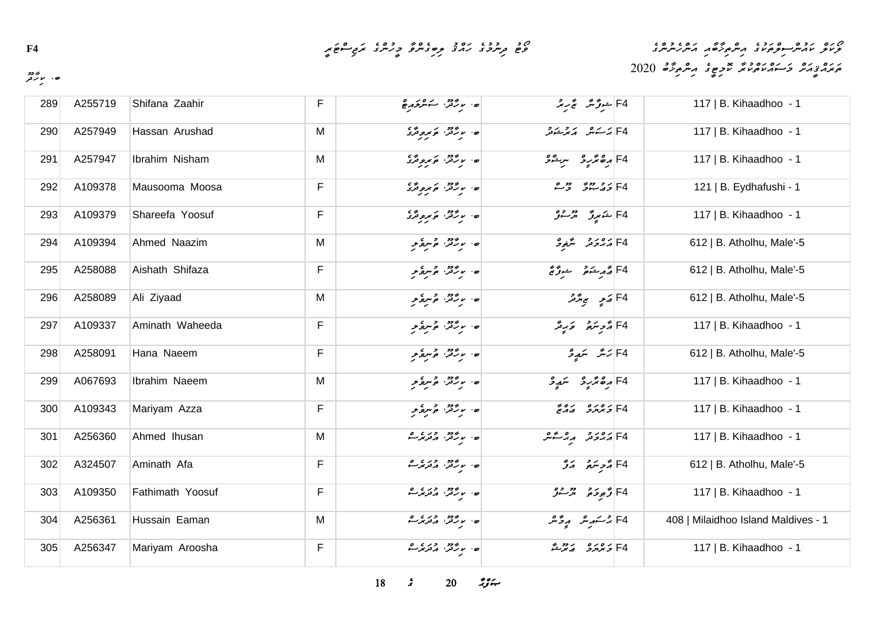| 289 | A255719 | Shifana Zaahir | F | ބ. ކިހާދޫ، ސަންރައިޒް | F4 ޝިފާނާ ޒާހިރު | 117 \| B. Kihaadhoo - 1 |
|---|---|---|---|---|---|---|
| 290 | A257949 | Hassan Arushad | M | ބ. ކިހާދޫ، ބަރިވިއްދާ | F4 ހަސަން އަރުޝަދު | 117 \| B. Kihaadhoo - 1 |
| 291 | A257947 | Ibrahim Nisham | M | ބ. ކިހާދޫ، ބަރިވިއްދާ | F4 އިބްރާހީމް ނިޝާމް | 117 \| B. Kihaadhoo - 1 |
| 292 | A109378 | Mausooma Moosa | F | ބ. ކިހާދޫ، ބަރިވިއްދާ | F4 މައުސޫމާ މޫސާ | 121 \| B. Eydhafushi - 1 |
| 293 | A109379 | Shareefa Yoosuf | F | ބ. ކިހާދޫ، ބަރިވިއްދާ | F4 ޝަރީފާ ޔޫސުފު | 117 \| B. Kihaadhoo - 1 |
| 294 | A109394 | Ahmed Naazim | M | ބ. ކިހާދޫ، ބޯސިންގާ | F4 އަހުމަދު ނާޒިމް | 612 \| B. Atholhu, Male'-5 |
| 295 | A258088 | Aishath Shifaza | F | ބ. ކިހާދޫ، ބޯސިންގާ | F4 އާއިޝަތު ޝިފާޒާ | 612 \| B. Atholhu, Male'-5 |
| 296 | A258089 | Ali Ziyaad | M | ބ. ކިހާދޫ، ބޯސިންގާ | F4 އަލީ ޒިޔާދު | 612 \| B. Atholhu, Male'-5 |
| 297 | A109337 | Aminath Waheeda | F | ބ. ކިހާދޫ، ބޯސިންގާ | F4 އާމިނަތު ވަހީދާ | 117 \| B. Kihaadhoo - 1 |
| 298 | A258091 | Hana Naeem | F | ބ. ކިހާދޫ، ބޯސިންގާ | F4 ހަނާ ނަޢީމް | 612 \| B. Atholhu, Male'-5 |
| 299 | A067693 | Ibrahim Naeem | M | ބ. ކިހާދޫ، ބޯސިންގާ | F4 އިބްރާހީމް ނަޢީމް | 117 \| B. Kihaadhoo - 1 |
| 300 | A109343 | Mariyam Azza | F | ބ. ކިހާދޫ، ބޯސިންގާ | F4 މަރިޔަމް އައްޒާ | 117 \| B. Kihaadhoo - 1 |
| 301 | A256360 | Ahmed Ihusan | M | ބ. ކިހާދޫ، އުދަރެސް | F4 އަހުމަދު އިހުސާން | 117 \| B. Kihaadhoo - 1 |
| 302 | A324507 | Aminath Afa | F | ބ. ކިހާދޫ، އުދަރެސް | F4 އާމިނަތު އަފާ | 612 \| B. Atholhu, Male'-5 |
| 303 | A109350 | Fathimath Yoosuf | F | ބ. ކިހާދޫ، އުދަރެސް | F4 ފާތިމަތު ޔޫސުފު | 117 \| B. Kihaadhoo - 1 |
| 304 | A256361 | Hussain Eaman | M | ބ. ކިހާދޫ، އުދަރެސް | F4 ހުސައިން އީމާން | 408 \| Milaidhoo Island Maldives - 1 |
| 305 | A256347 | Mariyam Aroosha | F | ބ. ކިހާދޫ، އުދަރެސް | F4 މަރިޔަމް އަރޫޝާ | 117 \| B. Kihaadhoo - 1 |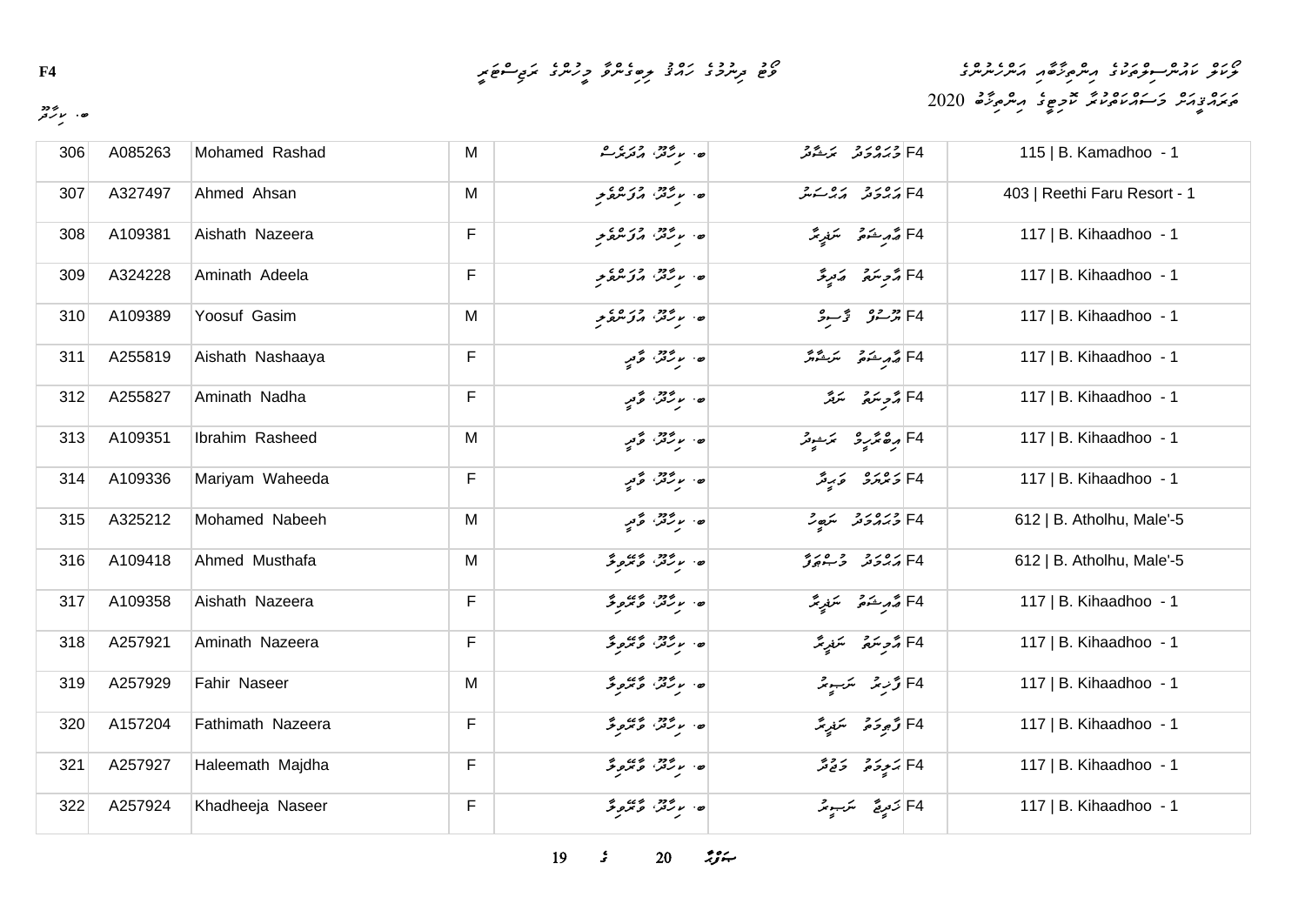| 306 | A085263 | Mohamed Rashad | M | ھ. ނިހާރު، އުދަރަސް | F4 މުޙައްމަދު ރަޝާދު | 115 \| B. Kamadhoo - 1 |
|---|---|---|---|---|---|---|
| 307 | A327497 | Ahmed Ahsan | M | ھ. ނިހާރު، އުފާންދާވި | F4 އަޙްމަދު އަޙްސަން | 403 \| Reethi Faru Resort - 1 |
| 308 | A109381 | Aishath Nazeera | F | ھ. ނިހާރު، އުފާންދާވި | F4 އާއިޝަތު ނަޒީރާ | 117 \| B. Kihaadhoo - 1 |
| 309 | A324228 | Aminath Adeela | F | ھ. ނިހާރު، އުފާންދާވި | F4 އާމިނަތު އަދީލާ | 117 \| B. Kihaadhoo - 1 |
| 310 | A109389 | Yoosuf Gasim | M | ھ. ނިހާރު، އުފާންދާވި | F4 ޔޫސުފު ޤާސިމު | 117 \| B. Kihaadhoo - 1 |
| 311 | A255819 | Aishath Nashaaya | F | ھ. ނިހާރު، ވާދީ | F4 އާއިޝަތު ނަޝާޔާ | 117 \| B. Kihaadhoo - 1 |
| 312 | A255827 | Aminath Nadha | F | ھ. ނިހާރު، ވާދީ | F4 އާމިނަތު ނަދާ | 117 \| B. Kihaadhoo - 1 |
| 313 | A109351 | Ibrahim Rasheed | M | ھ. ނިހާރު، ވާދީ | F4 އިބްރާހީމް ރަޝީދު | 117 \| B. Kihaadhoo - 1 |
| 314 | A109336 | Mariyam Waheeda | F | ھ. ނިހާރު، ވާދީ | F4 މަރިޔަމް ވަޙީދާ | 117 \| B. Kihaadhoo - 1 |
| 315 | A325212 | Mohamed Nabeeh | M | ھ. ނިހާރު، ވާދީ | F4 މުޙައްމަދު ނަބީހު | 612 \| B. Atholhu, Male'-5 |
| 316 | A109418 | Ahmed Musthafa | M | ھ. ނިހާރު، ވާދީވާ | F4 އަޙްމަދު މުސްތަފާ | 612 \| B. Atholhu, Male'-5 |
| 317 | A109358 | Aishath Nazeera | F | ھ. ނިހާރު، ވާދީވާ | F4 އާއިޝަތު ނަޒީރާ | 117 \| B. Kihaadhoo - 1 |
| 318 | A257921 | Aminath Nazeera | F | ھ. ނިހާރު، ވާދީވާ | F4 އާމިނަތު ނަޒީރާ | 117 \| B. Kihaadhoo - 1 |
| 319 | A257929 | Fahir Naseer | M | ھ. ނިހާރު، ވާދީވާ | F4 ފާހިރު ނަސީރު | 117 \| B. Kihaadhoo - 1 |
| 320 | A157204 | Fathimath Nazeera | F | ھ. ނިހާރު، ވާދީވާ | F4 ފާތިމަތު ނަޒީރާ | 117 \| B. Kihaadhoo - 1 |
| 321 | A257927 | Haleemath Majdha | F | ھ. ނިހާރު، ވާދީވާ | F4 ހަލީމަތު މަޖްދާ | 117 \| B. Kihaadhoo - 1 |
| 322 | A257924 | Khadheeja Naseer | F | ھ. ނިހާރު، ވާދީވާ | F4 ޚަދީޖާ ނަސީރު | 117 \| B. Kihaadhoo - 1 |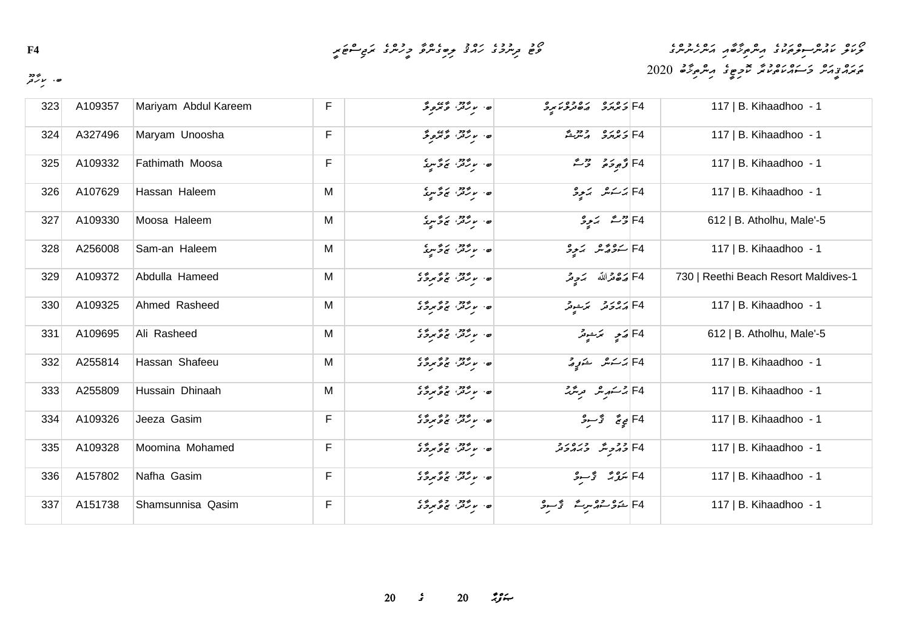| | | | | | | |
|---|---|---|---|---|---|---|
| 323 | A109357 | Mariyam Abdul Kareem | F | ބ. ކިހާދޫ، ވާރާވިލާ | F4 މަރިޔަމް ޢަބްދުލްކަރީމް | 117 \| B. Kihaadhoo - 1 |
| 324 | A327496 | Maryam Unoosha | F | ބ. ކިހާދޫ، ވާރާވިލާ | F4 މަރިޔަމް އުނޫޝާ | 117 \| B. Kihaadhoo - 1 |
| 325 | A109332 | Fathimath Moosa | F | ބ. ކިހާދޫ، ޖަމާނީގެ | F4 ފާތިމަތު މޫސާ | 117 \| B. Kihaadhoo - 1 |
| 326 | A107629 | Hassan Haleem | M | ބ. ކިހާދޫ، ޖަމާނީގެ | F4 ހަސަން ހަލީމް | 117 \| B. Kihaadhoo - 1 |
| 327 | A109330 | Moosa Haleem | M | ބ. ކިހާދޫ، ޖަމާނީގެ | F4 މޫސާ ހަލީމް | 612 \| B. Atholhu, Male'-5 |
| 328 | A256008 | Sam-an Haleem | M | ބ. ކިހާދޫ، ޖަމާނީގެ | F4 ސަމްޢާން ހަލީމް | 117 \| B. Kihaadhoo - 1 |
| 329 | A109372 | Abdulla Hameed | M | ބ. ކިހާދޫ، ޖުމްހޫރިއްޔާގެ | F4 އަބްދުﷲ ހަމީދު | 730 \| Reethi Beach Resort Maldives-1 |
| 330 | A109325 | Ahmed Rasheed | M | ބ. ކިހާދޫ، ޖުމްހޫރިއްޔާގެ | F4 އަޙްމަދު ރަޝީދު | 117 \| B. Kihaadhoo - 1 |
| 331 | A109695 | Ali Rasheed | M | ބ. ކިހާދޫ، ޖުމްހޫރިއްޔާގެ | F4 އަލި ރަޝީދު | 612 \| B. Atholhu, Male'-5 |
| 332 | A255814 | Hassan Shafeeu | M | ބ. ކިހާދޫ، ޖުމްހޫރިއްޔާގެ | F4 ހަސަން ޝަފީޢު | 117 \| B. Kihaadhoo - 1 |
| 333 | A255809 | Hussain Dhinaah | M | ބ. ކިހާދޫ، ޖުމްހޫރިއްޔާގެ | F4 ހުސައިން ދިނާހް | 117 \| B. Kihaadhoo - 1 |
| 334 | A109326 | Jeeza Gasim | F | ބ. ކިހާދޫ، ޖުމްހޫރިއްޔާގެ | F4 ޖީޒާ ޤާސިމް | 117 \| B. Kihaadhoo - 1 |
| 335 | A109328 | Moomina Mohamed | F | ބ. ކިހާދޫ، ޖުމްހޫރިއްޔާގެ | F4 މުއުމިނާ މުޙައްމަދު | 117 \| B. Kihaadhoo - 1 |
| 336 | A157802 | Nafha Gasim | F | ބ. ކިހާދޫ، ޖުމްހޫރިއްޔާގެ | F4 ނަފްހާ ޤާސިމް | 117 \| B. Kihaadhoo - 1 |
| 337 | A151738 | Shamsunnisa Qasim | F | ބ. ކިހާދޫ، ޖުމްހޫރިއްޔާގެ | F4 ޝަމްސުއްނިސާ ޤާސިމް | 117 \| B. Kihaadhoo - 1 |